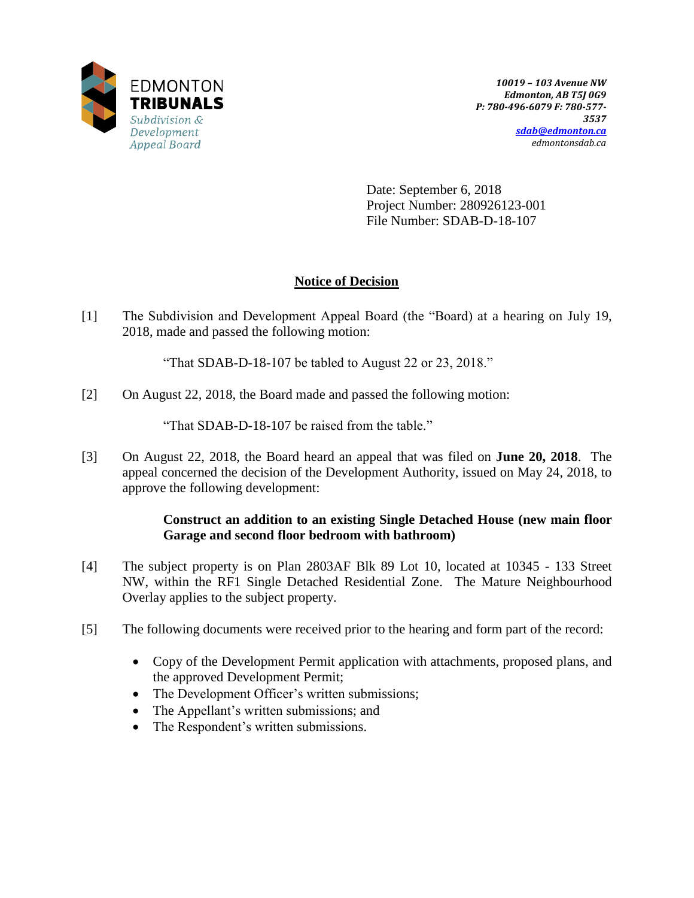EDMONTON **TRIBUNALS**
*Subdivision & Development Appeal Board*

***10019 – 103 Avenue NW***
***Edmonton, AB T5J 0G9***
***P: 780-496-6079 F: 780-577-3537***
***sdab@edmonton.ca***
*edmontonsdab.ca*

Date: September 6, 2018
Project Number: 280926123-001
File Number: SDAB-D-18-107

## Notice of Decision

[1] The Subdivision and Development Appeal Board (the "Board) at a hearing on July 19, 2018, made and passed the following motion:

> "That SDAB-D-18-107 be tabled to August 22 or 23, 2018."

[2] On August 22, 2018, the Board made and passed the following motion:

> "That SDAB-D-18-107 be raised from the table."

[3] On August 22, 2018, the Board heard an appeal that was filed on **June 20, 2018**. The appeal concerned the decision of the Development Authority, issued on May 24, 2018, to approve the following development:

> **Construct an addition to an existing Single Detached House (new main floor Garage and second floor bedroom with bathroom)**

[4] The subject property is on Plan 2803AF Blk 89 Lot 10, located at 10345 - 133 Street NW, within the RF1 Single Detached Residential Zone. The Mature Neighbourhood Overlay applies to the subject property.

[5] The following documents were received prior to the hearing and form part of the record:

- Copy of the Development Permit application with attachments, proposed plans, and the approved Development Permit;
- The Development Officer's written submissions;
- The Appellant's written submissions; and
- The Respondent's written submissions.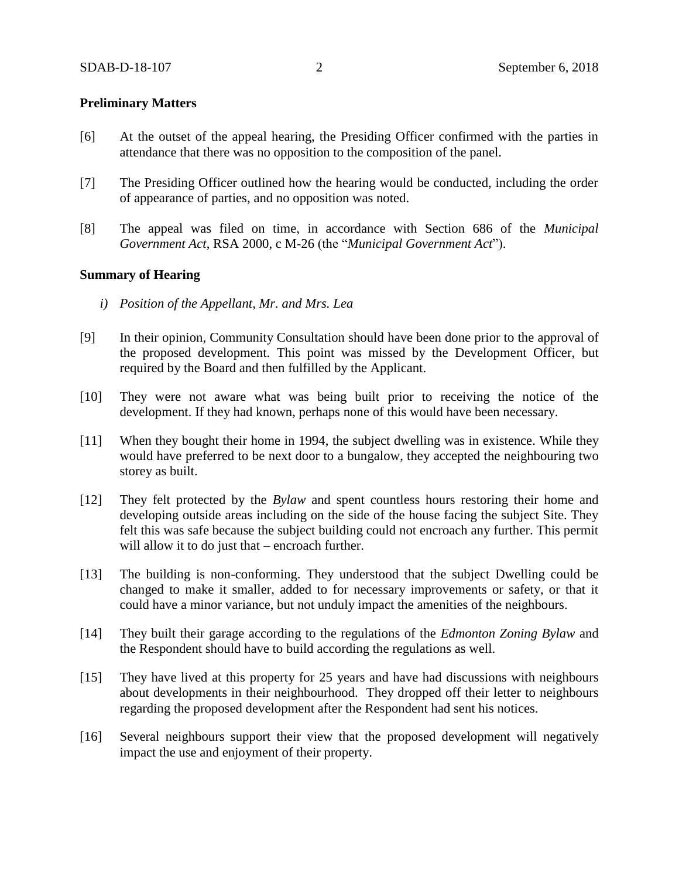**Preliminary Matters**

[6] At the outset of the appeal hearing, the Presiding Officer confirmed with the parties in attendance that there was no opposition to the composition of the panel.

[7] The Presiding Officer outlined how the hearing would be conducted, including the order of appearance of parties, and no opposition was noted.

[8] The appeal was filed on time, in accordance with Section 686 of the *Municipal Government Act*, RSA 2000, c M-26 (the "*Municipal Government Act*").

**Summary of Hearing**

*i) Position of the Appellant, Mr. and Mrs. Lea*

[9] In their opinion, Community Consultation should have been done prior to the approval of the proposed development. This point was missed by the Development Officer, but required by the Board and then fulfilled by the Applicant.

[10] They were not aware what was being built prior to receiving the notice of the development. If they had known, perhaps none of this would have been necessary.

[11] When they bought their home in 1994, the subject dwelling was in existence. While they would have preferred to be next door to a bungalow, they accepted the neighbouring two storey as built.

[12] They felt protected by the *Bylaw* and spent countless hours restoring their home and developing outside areas including on the side of the house facing the subject Site. They felt this was safe because the subject building could not encroach any further. This permit will allow it to do just that – encroach further.

[13] The building is non-conforming. They understood that the subject Dwelling could be changed to make it smaller, added to for necessary improvements or safety, or that it could have a minor variance, but not unduly impact the amenities of the neighbours.

[14] They built their garage according to the regulations of the *Edmonton Zoning Bylaw* and the Respondent should have to build according the regulations as well.

[15] They have lived at this property for 25 years and have had discussions with neighbours about developments in their neighbourhood. They dropped off their letter to neighbours regarding the proposed development after the Respondent had sent his notices.

[16] Several neighbours support their view that the proposed development will negatively impact the use and enjoyment of their property.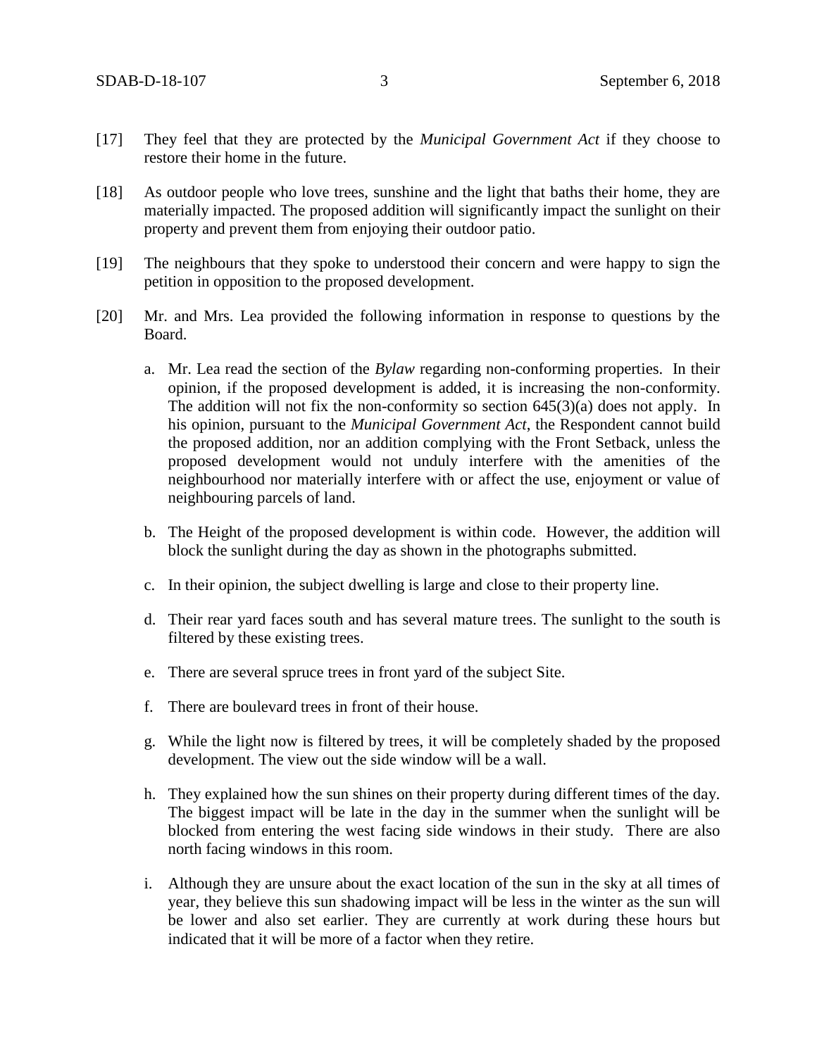[17] They feel that they are protected by the *Municipal Government Act* if they choose to restore their home in the future.

[18] As outdoor people who love trees, sunshine and the light that baths their home, they are materially impacted. The proposed addition will significantly impact the sunlight on their property and prevent them from enjoying their outdoor patio.

[19] The neighbours that they spoke to understood their concern and were happy to sign the petition in opposition to the proposed development.

[20] Mr. and Mrs. Lea provided the following information in response to questions by the Board.

   a. Mr. Lea read the section of the *Bylaw* regarding non-conforming properties. In their opinion, if the proposed development is added, it is increasing the non-conformity. The addition will not fix the non-conformity so section 645(3)(a) does not apply. In his opinion, pursuant to the *Municipal Government Act*, the Respondent cannot build the proposed addition, nor an addition complying with the Front Setback, unless the proposed development would not unduly interfere with the amenities of the neighbourhood nor materially interfere with or affect the use, enjoyment or value of neighbouring parcels of land.

   b. The Height of the proposed development is within code. However, the addition will block the sunlight during the day as shown in the photographs submitted.

   c. In their opinion, the subject dwelling is large and close to their property line.

   d. Their rear yard faces south and has several mature trees. The sunlight to the south is filtered by these existing trees.

   e. There are several spruce trees in front yard of the subject Site.

   f. There are boulevard trees in front of their house.

   g. While the light now is filtered by trees, it will be completely shaded by the proposed development. The view out the side window will be a wall.

   h. They explained how the sun shines on their property during different times of the day. The biggest impact will be late in the day in the summer when the sunlight will be blocked from entering the west facing side windows in their study. There are also north facing windows in this room.

   i. Although they are unsure about the exact location of the sun in the sky at all times of year, they believe this sun shadowing impact will be less in the winter as the sun will be lower and also set earlier. They are currently at work during these hours but indicated that it will be more of a factor when they retire.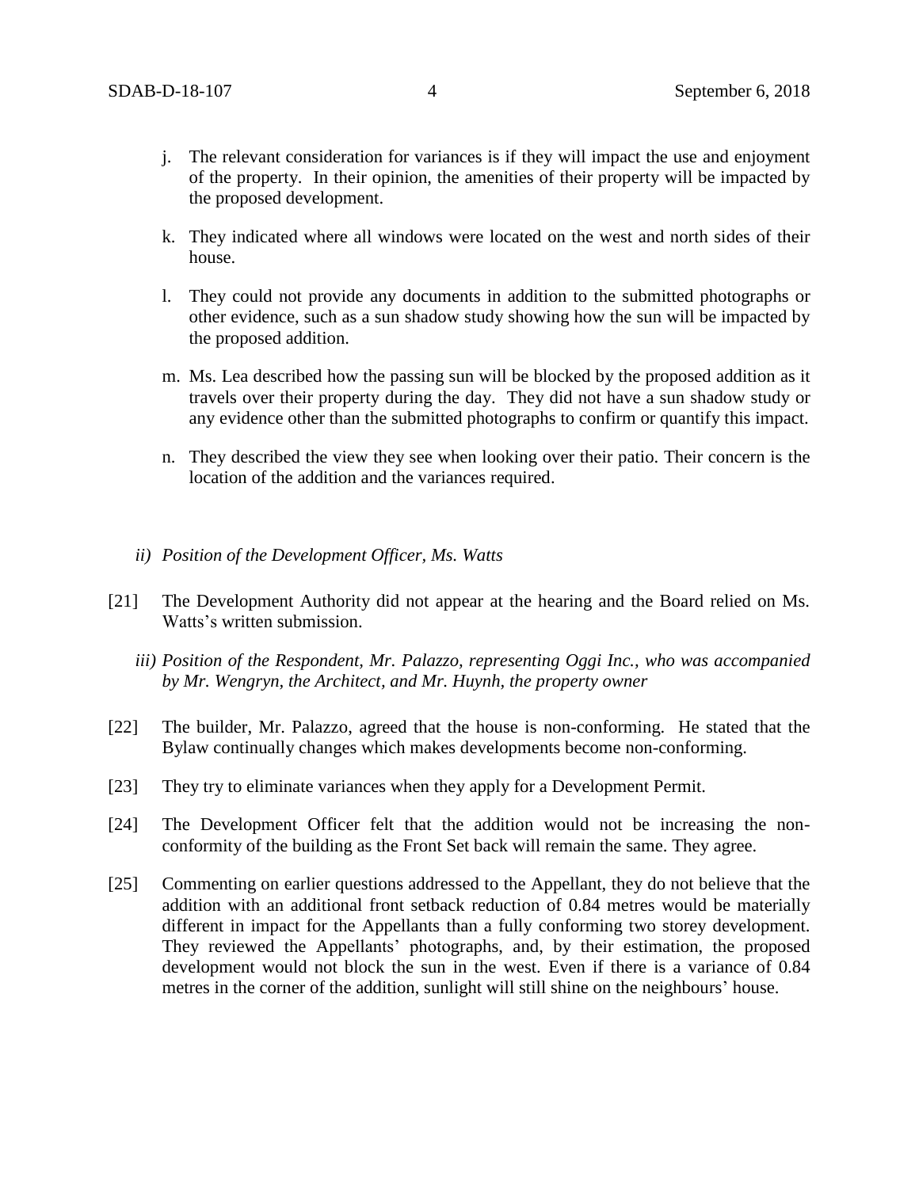j. The relevant consideration for variances is if they will impact the use and enjoyment of the property. In their opinion, the amenities of their property will be impacted by the proposed development.

k. They indicated where all windows were located on the west and north sides of their house.

l. They could not provide any documents in addition to the submitted photographs or other evidence, such as a sun shadow study showing how the sun will be impacted by the proposed addition.

m. Ms. Lea described how the passing sun will be blocked by the proposed addition as it travels over their property during the day. They did not have a sun shadow study or any evidence other than the submitted photographs to confirm or quantify this impact.

n. They described the view they see when looking over their patio. Their concern is the location of the addition and the variances required.

*ii) Position of the Development Officer, Ms. Watts*

[21] The Development Authority did not appear at the hearing and the Board relied on Ms. Watts's written submission.

*iii) Position of the Respondent, Mr. Palazzo, representing Oggi Inc., who was accompanied by Mr. Wengryn, the Architect, and Mr. Huynh, the property owner*

[22] The builder, Mr. Palazzo, agreed that the house is non-conforming. He stated that the Bylaw continually changes which makes developments become non-conforming.

[23] They try to eliminate variances when they apply for a Development Permit.

[24] The Development Officer felt that the addition would not be increasing the non-conformity of the building as the Front Set back will remain the same. They agree.

[25] Commenting on earlier questions addressed to the Appellant, they do not believe that the addition with an additional front setback reduction of 0.84 metres would be materially different in impact for the Appellants than a fully conforming two storey development. They reviewed the Appellants' photographs, and, by their estimation, the proposed development would not block the sun in the west. Even if there is a variance of 0.84 metres in the corner of the addition, sunlight will still shine on the neighbours' house.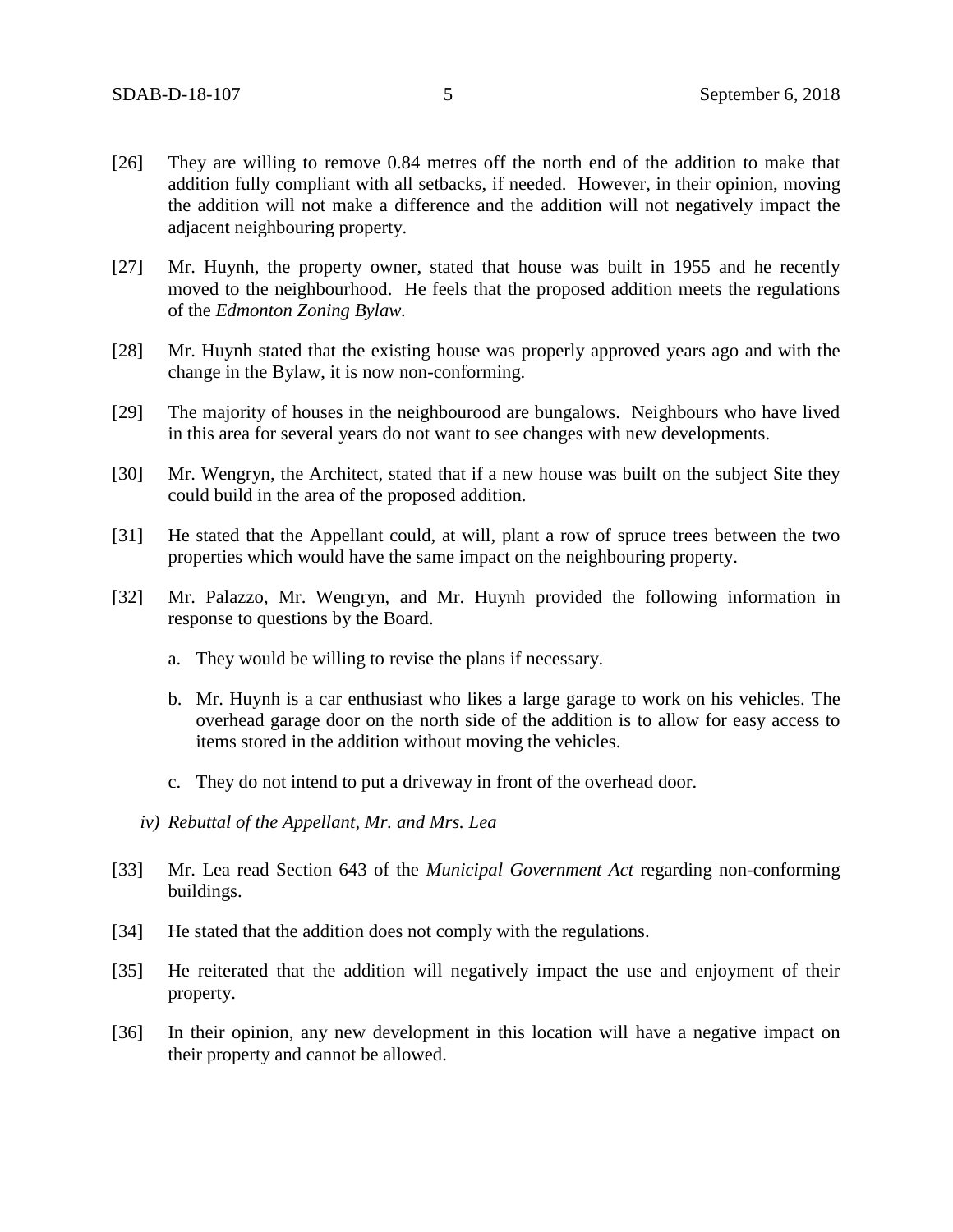[26] They are willing to remove 0.84 metres off the north end of the addition to make that addition fully compliant with all setbacks, if needed. However, in their opinion, moving the addition will not make a difference and the addition will not negatively impact the adjacent neighbouring property.

[27] Mr. Huynh, the property owner, stated that house was built in 1955 and he recently moved to the neighbourhood. He feels that the proposed addition meets the regulations of the *Edmonton Zoning Bylaw.*

[28] Mr. Huynh stated that the existing house was properly approved years ago and with the change in the Bylaw, it is now non-conforming.

[29] The majority of houses in the neighbourood are bungalows. Neighbours who have lived in this area for several years do not want to see changes with new developments.

[30] Mr. Wengryn, the Architect, stated that if a new house was built on the subject Site they could build in the area of the proposed addition.

[31] He stated that the Appellant could, at will, plant a row of spruce trees between the two properties which would have the same impact on the neighbouring property.

[32] Mr. Palazzo, Mr. Wengryn, and Mr. Huynh provided the following information in response to questions by the Board.

a. They would be willing to revise the plans if necessary.

b. Mr. Huynh is a car enthusiast who likes a large garage to work on his vehicles. The overhead garage door on the north side of the addition is to allow for easy access to items stored in the addition without moving the vehicles.

c. They do not intend to put a driveway in front of the overhead door.

*iv) Rebuttal of the Appellant, Mr. and Mrs. Lea*

[33] Mr. Lea read Section 643 of the *Municipal Government Act* regarding non-conforming buildings.

[34] He stated that the addition does not comply with the regulations.

[35] He reiterated that the addition will negatively impact the use and enjoyment of their property.

[36] In their opinion, any new development in this location will have a negative impact on their property and cannot be allowed.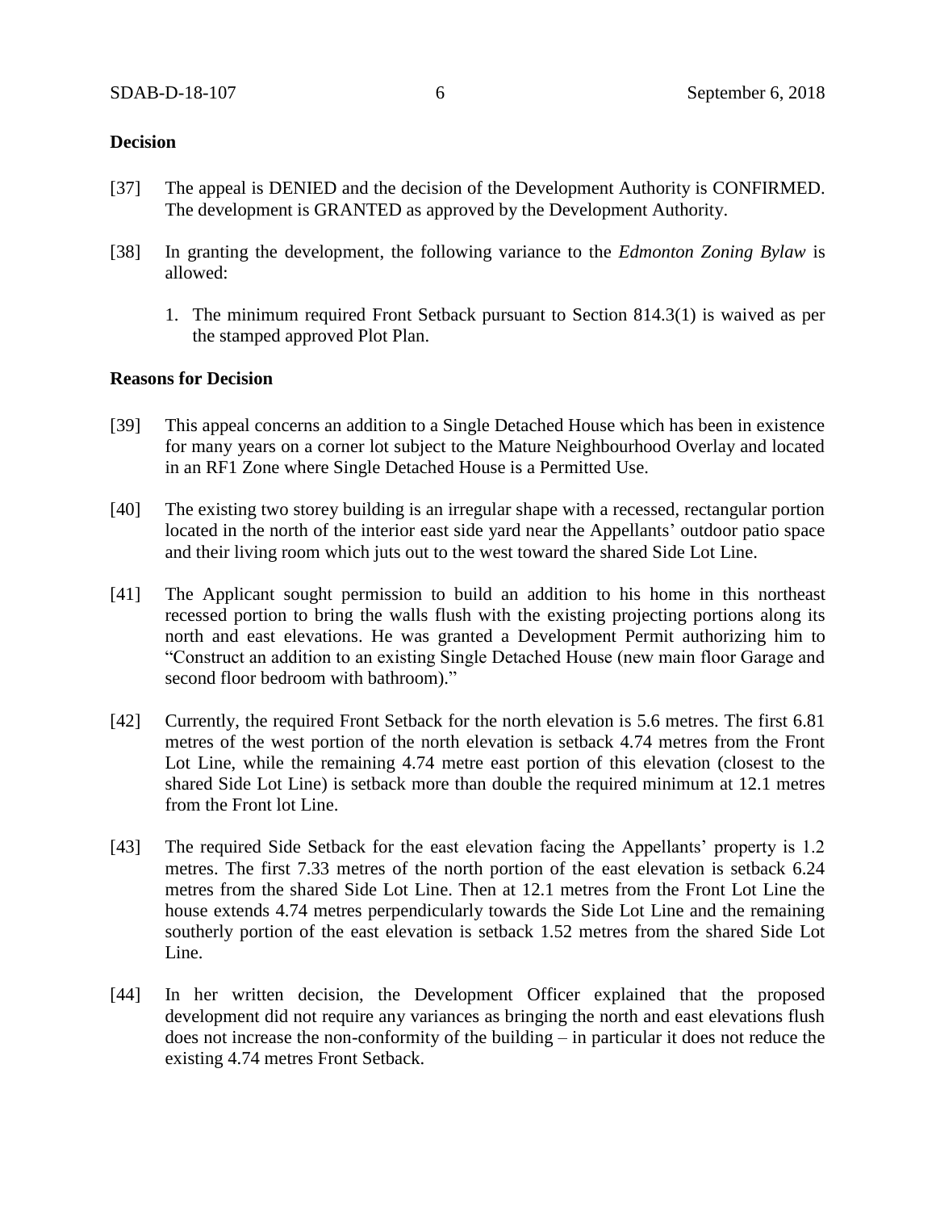**Decision**

[37] The appeal is DENIED and the decision of the Development Authority is CONFIRMED. The development is GRANTED as approved by the Development Authority.

[38] In granting the development, the following variance to the *Edmonton Zoning Bylaw* is allowed:

1. The minimum required Front Setback pursuant to Section 814.3(1) is waived as per the stamped approved Plot Plan.

**Reasons for Decision**

[39] This appeal concerns an addition to a Single Detached House which has been in existence for many years on a corner lot subject to the Mature Neighbourhood Overlay and located in an RF1 Zone where Single Detached House is a Permitted Use.

[40] The existing two storey building is an irregular shape with a recessed, rectangular portion located in the north of the interior east side yard near the Appellants' outdoor patio space and their living room which juts out to the west toward the shared Side Lot Line.

[41] The Applicant sought permission to build an addition to his home in this northeast recessed portion to bring the walls flush with the existing projecting portions along its north and east elevations. He was granted a Development Permit authorizing him to "Construct an addition to an existing Single Detached House (new main floor Garage and second floor bedroom with bathroom)."

[42] Currently, the required Front Setback for the north elevation is 5.6 metres. The first 6.81 metres of the west portion of the north elevation is setback 4.74 metres from the Front Lot Line, while the remaining 4.74 metre east portion of this elevation (closest to the shared Side Lot Line) is setback more than double the required minimum at 12.1 metres from the Front lot Line.

[43] The required Side Setback for the east elevation facing the Appellants' property is 1.2 metres. The first 7.33 metres of the north portion of the east elevation is setback 6.24 metres from the shared Side Lot Line. Then at 12.1 metres from the Front Lot Line the house extends 4.74 metres perpendicularly towards the Side Lot Line and the remaining southerly portion of the east elevation is setback 1.52 metres from the shared Side Lot Line.

[44] In her written decision, the Development Officer explained that the proposed development did not require any variances as bringing the north and east elevations flush does not increase the non-conformity of the building – in particular it does not reduce the existing 4.74 metres Front Setback.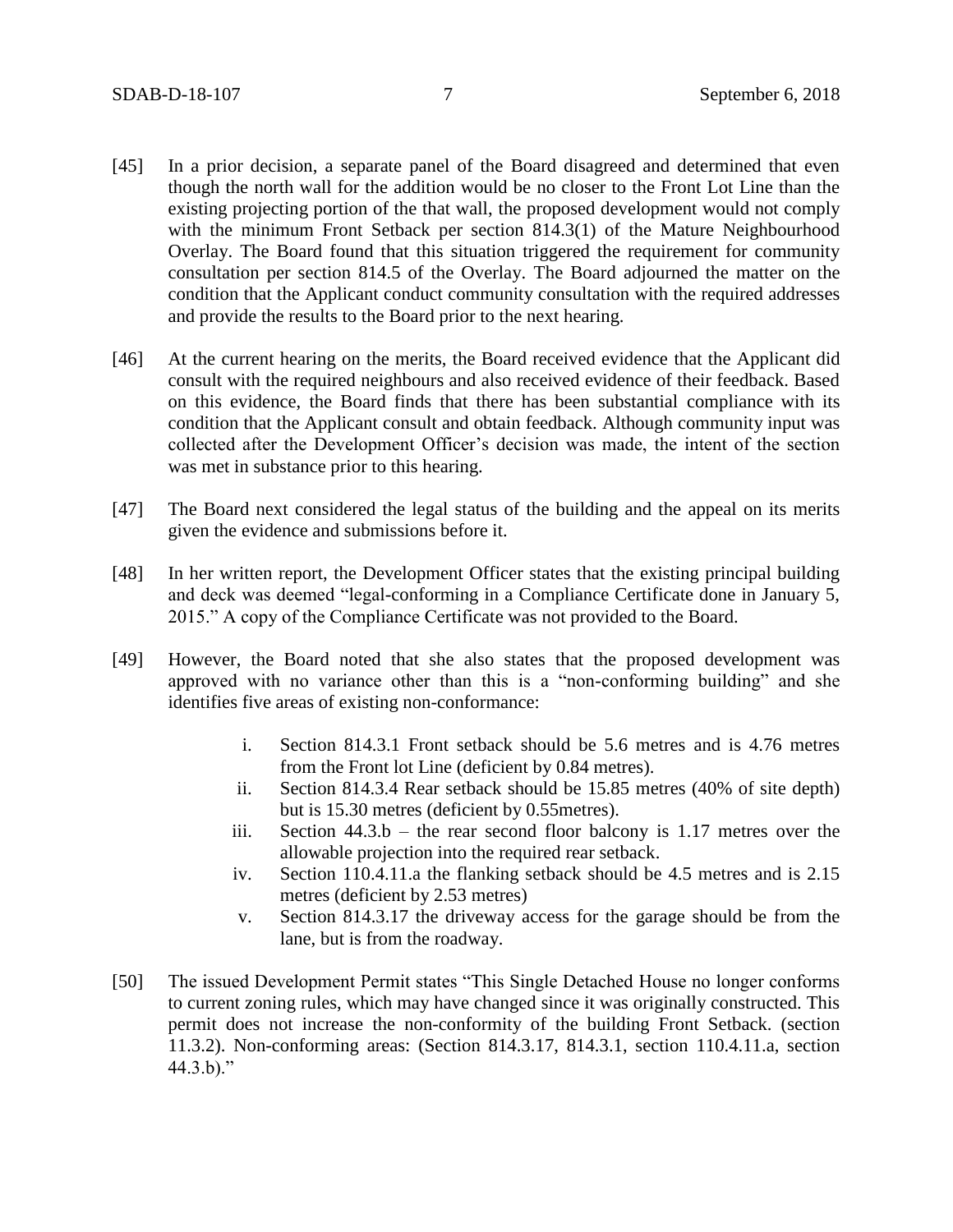[45] In a prior decision, a separate panel of the Board disagreed and determined that even though the north wall for the addition would be no closer to the Front Lot Line than the existing projecting portion of the that wall, the proposed development would not comply with the minimum Front Setback per section 814.3(1) of the Mature Neighbourhood Overlay. The Board found that this situation triggered the requirement for community consultation per section 814.5 of the Overlay. The Board adjourned the matter on the condition that the Applicant conduct community consultation with the required addresses and provide the results to the Board prior to the next hearing.

[46] At the current hearing on the merits, the Board received evidence that the Applicant did consult with the required neighbours and also received evidence of their feedback. Based on this evidence, the Board finds that there has been substantial compliance with its condition that the Applicant consult and obtain feedback. Although community input was collected after the Development Officer's decision was made, the intent of the section was met in substance prior to this hearing.

[47] The Board next considered the legal status of the building and the appeal on its merits given the evidence and submissions before it.

[48] In her written report, the Development Officer states that the existing principal building and deck was deemed "legal-conforming in a Compliance Certificate done in January 5, 2015." A copy of the Compliance Certificate was not provided to the Board.

[49] However, the Board noted that she also states that the proposed development was approved with no variance other than this is a "non-conforming building" and she identifies five areas of existing non-conformance:

i. Section 814.3.1 Front setback should be 5.6 metres and is 4.76 metres from the Front lot Line (deficient by 0.84 metres).

ii. Section 814.3.4 Rear setback should be 15.85 metres (40% of site depth) but is 15.30 metres (deficient by 0.55metres).

iii. Section 44.3.b – the rear second floor balcony is 1.17 metres over the allowable projection into the required rear setback.

iv. Section 110.4.11.a the flanking setback should be 4.5 metres and is 2.15 metres (deficient by 2.53 metres)

v. Section 814.3.17 the driveway access for the garage should be from the lane, but is from the roadway.

[50] The issued Development Permit states "This Single Detached House no longer conforms to current zoning rules, which may have changed since it was originally constructed. This permit does not increase the non-conformity of the building Front Setback. (section 11.3.2). Non-conforming areas: (Section 814.3.17, 814.3.1, section 110.4.11.a, section 44.3.b)."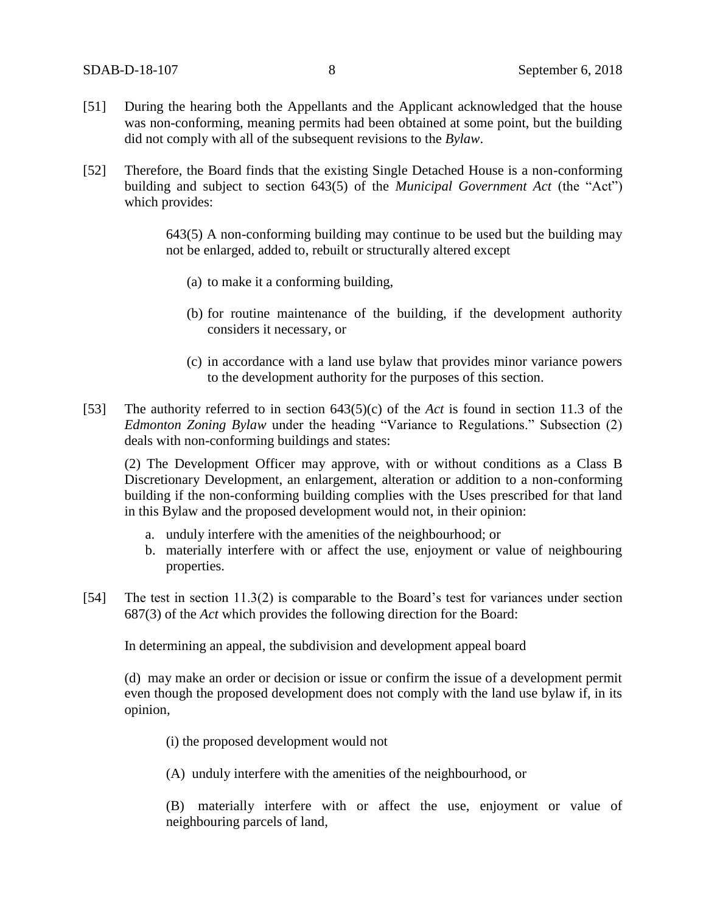[51] During the hearing both the Appellants and the Applicant acknowledged that the house was non-conforming, meaning permits had been obtained at some point, but the building did not comply with all of the subsequent revisions to the *Bylaw*.

[52] Therefore, the Board finds that the existing Single Detached House is a non-conforming building and subject to section 643(5) of the *Municipal Government Act* (the "Act") which provides:

> 643(5) A non-conforming building may continue to be used but the building may not be enlarged, added to, rebuilt or structurally altered except
>
> (a) to make it a conforming building,
>
> (b) for routine maintenance of the building, if the development authority considers it necessary, or
>
> (c) in accordance with a land use bylaw that provides minor variance powers to the development authority for the purposes of this section.

[53] The authority referred to in section 643(5)(c) of the *Act* is found in section 11.3 of the *Edmonton Zoning Bylaw* under the heading "Variance to Regulations." Subsection (2) deals with non-conforming buildings and states:

> (2) The Development Officer may approve, with or without conditions as a Class B Discretionary Development, an enlargement, alteration or addition to a non-conforming building if the non-conforming building complies with the Uses prescribed for that land in this Bylaw and the proposed development would not, in their opinion:
>
> a. unduly interfere with the amenities of the neighbourhood; or
> b. materially interfere with or affect the use, enjoyment or value of neighbouring properties.

[54] The test in section 11.3(2) is comparable to the Board's test for variances under section 687(3) of the *Act* which provides the following direction for the Board:

> In determining an appeal, the subdivision and development appeal board
>
> (d) may make an order or decision or issue or confirm the issue of a development permit even though the proposed development does not comply with the land use bylaw if, in its opinion,
>
> (i) the proposed development would not
>
> (A) unduly interfere with the amenities of the neighbourhood, or
>
> (B) materially interfere with or affect the use, enjoyment or value of neighbouring parcels of land,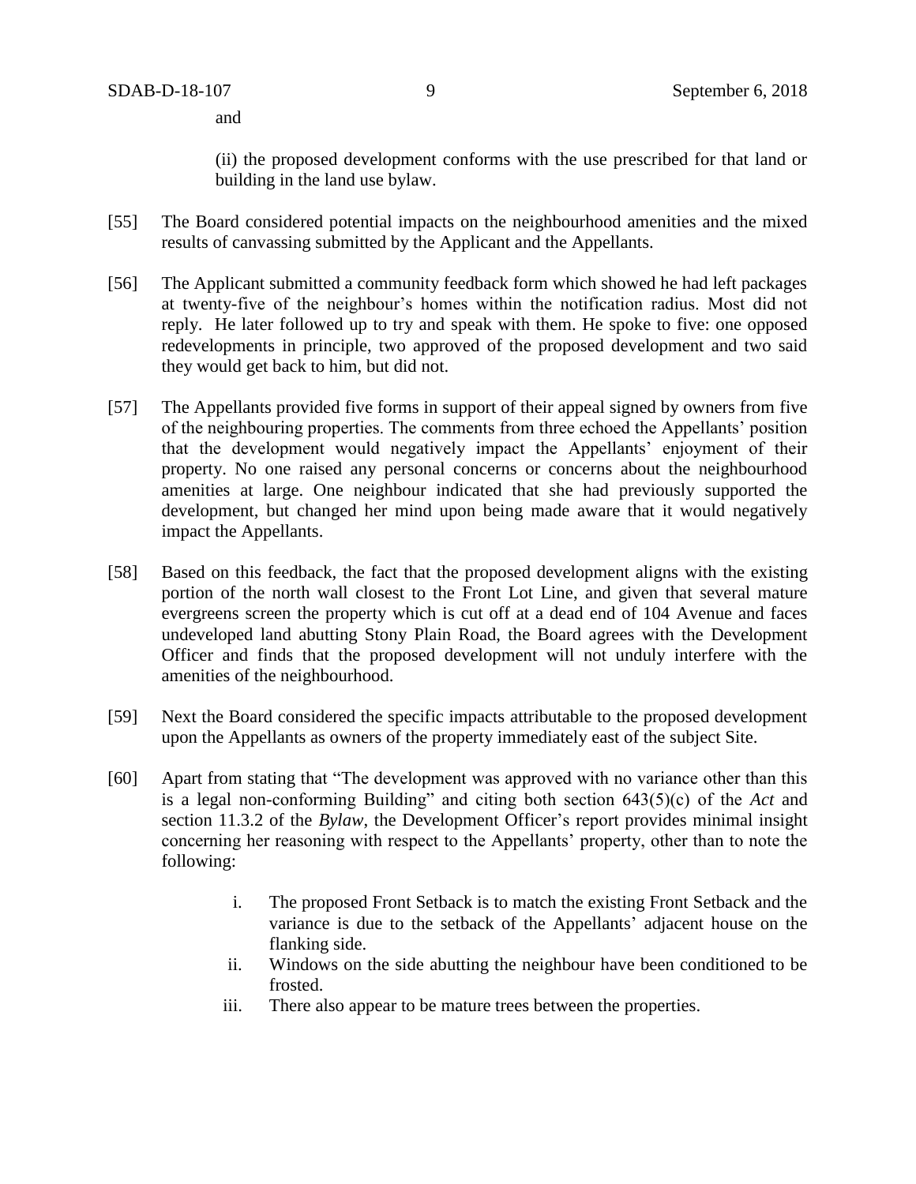and

(ii) the proposed development conforms with the use prescribed for that land or building in the land use bylaw.

[55] The Board considered potential impacts on the neighbourhood amenities and the mixed results of canvassing submitted by the Applicant and the Appellants.

[56] The Applicant submitted a community feedback form which showed he had left packages at twenty-five of the neighbour's homes within the notification radius. Most did not reply. He later followed up to try and speak with them. He spoke to five: one opposed redevelopments in principle, two approved of the proposed development and two said they would get back to him, but did not.

[57] The Appellants provided five forms in support of their appeal signed by owners from five of the neighbouring properties. The comments from three echoed the Appellants' position that the development would negatively impact the Appellants' enjoyment of their property. No one raised any personal concerns or concerns about the neighbourhood amenities at large. One neighbour indicated that she had previously supported the development, but changed her mind upon being made aware that it would negatively impact the Appellants.

[58] Based on this feedback, the fact that the proposed development aligns with the existing portion of the north wall closest to the Front Lot Line, and given that several mature evergreens screen the property which is cut off at a dead end of 104 Avenue and faces undeveloped land abutting Stony Plain Road, the Board agrees with the Development Officer and finds that the proposed development will not unduly interfere with the amenities of the neighbourhood.

[59] Next the Board considered the specific impacts attributable to the proposed development upon the Appellants as owners of the property immediately east of the subject Site.

[60] Apart from stating that "The development was approved with no variance other than this is a legal non-conforming Building" and citing both section 643(5)(c) of the *Act* and section 11.3.2 of the *Bylaw*, the Development Officer's report provides minimal insight concerning her reasoning with respect to the Appellants' property, other than to note the following:

i. The proposed Front Setback is to match the existing Front Setback and the variance is due to the setback of the Appellants' adjacent house on the flanking side.
ii. Windows on the side abutting the neighbour have been conditioned to be frosted.
iii. There also appear to be mature trees between the properties.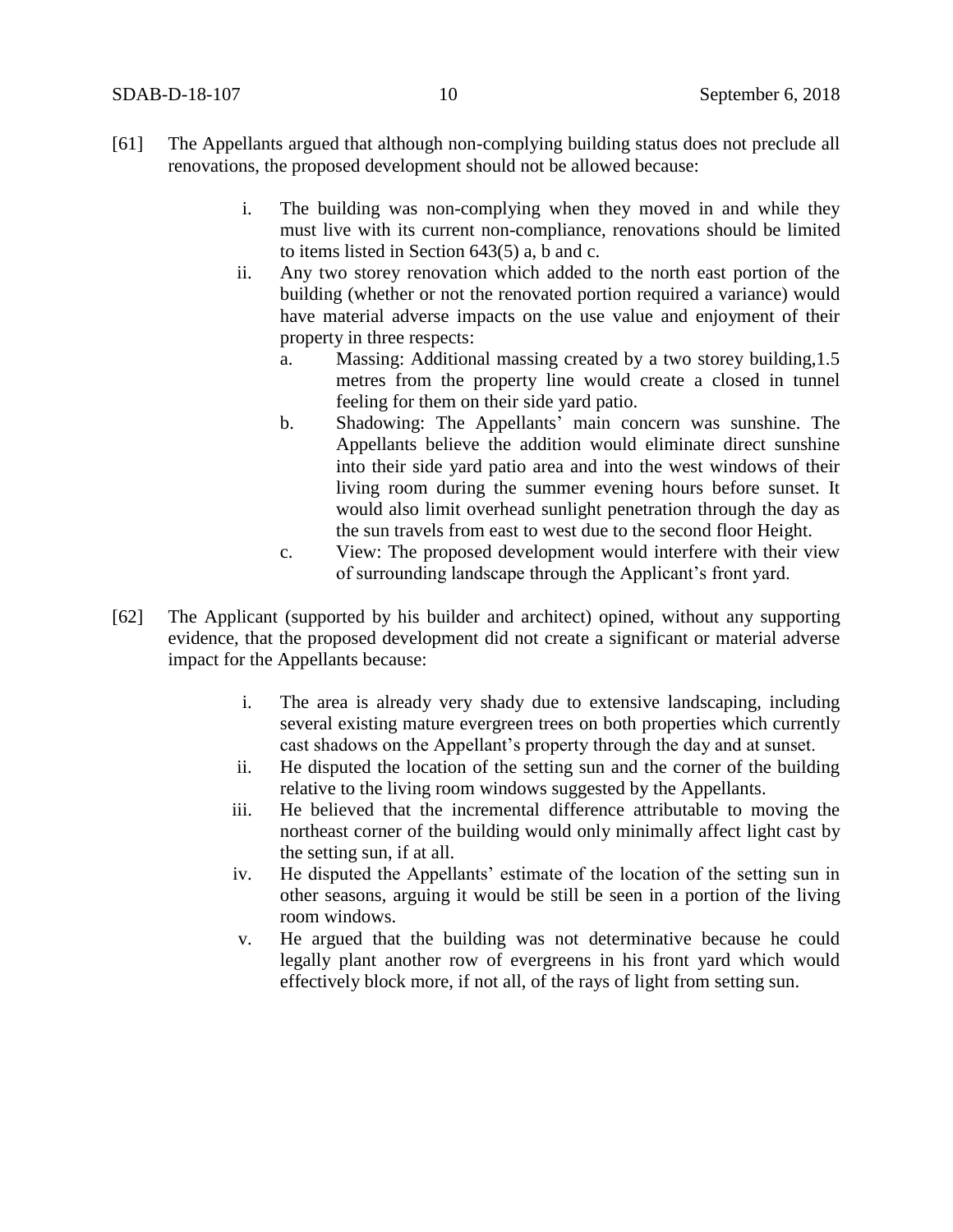[61] The Appellants argued that although non-complying building status does not preclude all renovations, the proposed development should not be allowed because:

i. The building was non-complying when they moved in and while they must live with its current non-compliance, renovations should be limited to items listed in Section 643(5) a, b and c.

ii. Any two storey renovation which added to the north east portion of the building (whether or not the renovated portion required a variance) would have material adverse impacts on the use value and enjoyment of their property in three respects:

   a. Massing: Additional massing created by a two storey building,1.5 metres from the property line would create a closed in tunnel feeling for them on their side yard patio.

   b. Shadowing: The Appellants' main concern was sunshine. The Appellants believe the addition would eliminate direct sunshine into their side yard patio area and into the west windows of their living room during the summer evening hours before sunset. It would also limit overhead sunlight penetration through the day as the sun travels from east to west due to the second floor Height.

   c. View: The proposed development would interfere with their view of surrounding landscape through the Applicant's front yard.

[62] The Applicant (supported by his builder and architect) opined, without any supporting evidence, that the proposed development did not create a significant or material adverse impact for the Appellants because:

i. The area is already very shady due to extensive landscaping, including several existing mature evergreen trees on both properties which currently cast shadows on the Appellant's property through the day and at sunset.

ii. He disputed the location of the setting sun and the corner of the building relative to the living room windows suggested by the Appellants.

iii. He believed that the incremental difference attributable to moving the northeast corner of the building would only minimally affect light cast by the setting sun, if at all.

iv. He disputed the Appellants' estimate of the location of the setting sun in other seasons, arguing it would be still be seen in a portion of the living room windows.

v. He argued that the building was not determinative because he could legally plant another row of evergreens in his front yard which would effectively block more, if not all, of the rays of light from setting sun.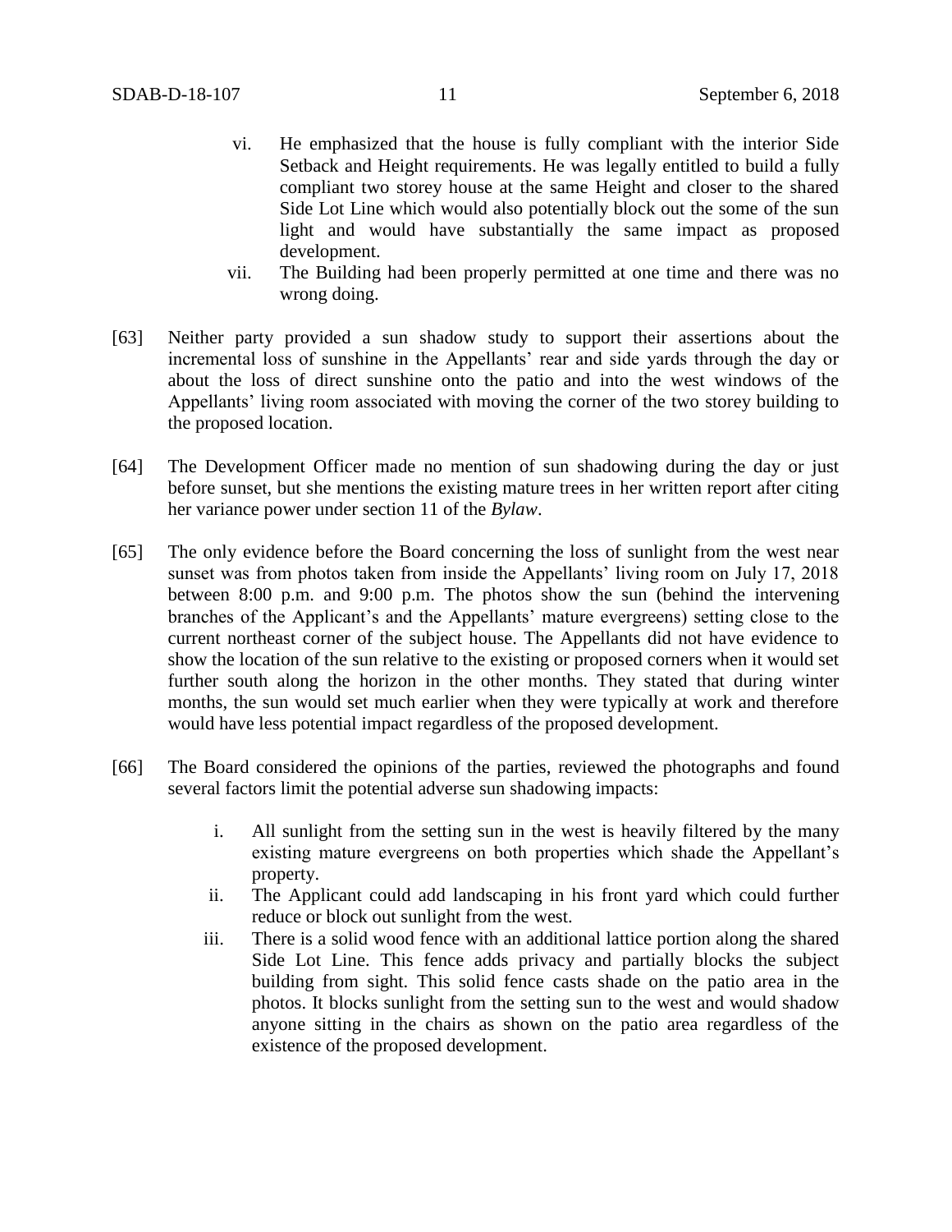vi. He emphasized that the house is fully compliant with the interior Side Setback and Height requirements. He was legally entitled to build a fully compliant two storey house at the same Height and closer to the shared Side Lot Line which would also potentially block out the some of the sun light and would have substantially the same impact as proposed development.

vii. The Building had been properly permitted at one time and there was no wrong doing.

[63] Neither party provided a sun shadow study to support their assertions about the incremental loss of sunshine in the Appellants' rear and side yards through the day or about the loss of direct sunshine onto the patio and into the west windows of the Appellants' living room associated with moving the corner of the two storey building to the proposed location.

[64] The Development Officer made no mention of sun shadowing during the day or just before sunset, but she mentions the existing mature trees in her written report after citing her variance power under section 11 of the *Bylaw*.

[65] The only evidence before the Board concerning the loss of sunlight from the west near sunset was from photos taken from inside the Appellants' living room on July 17, 2018 between 8:00 p.m. and 9:00 p.m. The photos show the sun (behind the intervening branches of the Applicant's and the Appellants' mature evergreens) setting close to the current northeast corner of the subject house. The Appellants did not have evidence to show the location of the sun relative to the existing or proposed corners when it would set further south along the horizon in the other months. They stated that during winter months, the sun would set much earlier when they were typically at work and therefore would have less potential impact regardless of the proposed development.

[66] The Board considered the opinions of the parties, reviewed the photographs and found several factors limit the potential adverse sun shadowing impacts:

i. All sunlight from the setting sun in the west is heavily filtered by the many existing mature evergreens on both properties which shade the Appellant's property.

ii. The Applicant could add landscaping in his front yard which could further reduce or block out sunlight from the west.

iii. There is a solid wood fence with an additional lattice portion along the shared Side Lot Line. This fence adds privacy and partially blocks the subject building from sight. This solid fence casts shade on the patio area in the photos. It blocks sunlight from the setting sun to the west and would shadow anyone sitting in the chairs as shown on the patio area regardless of the existence of the proposed development.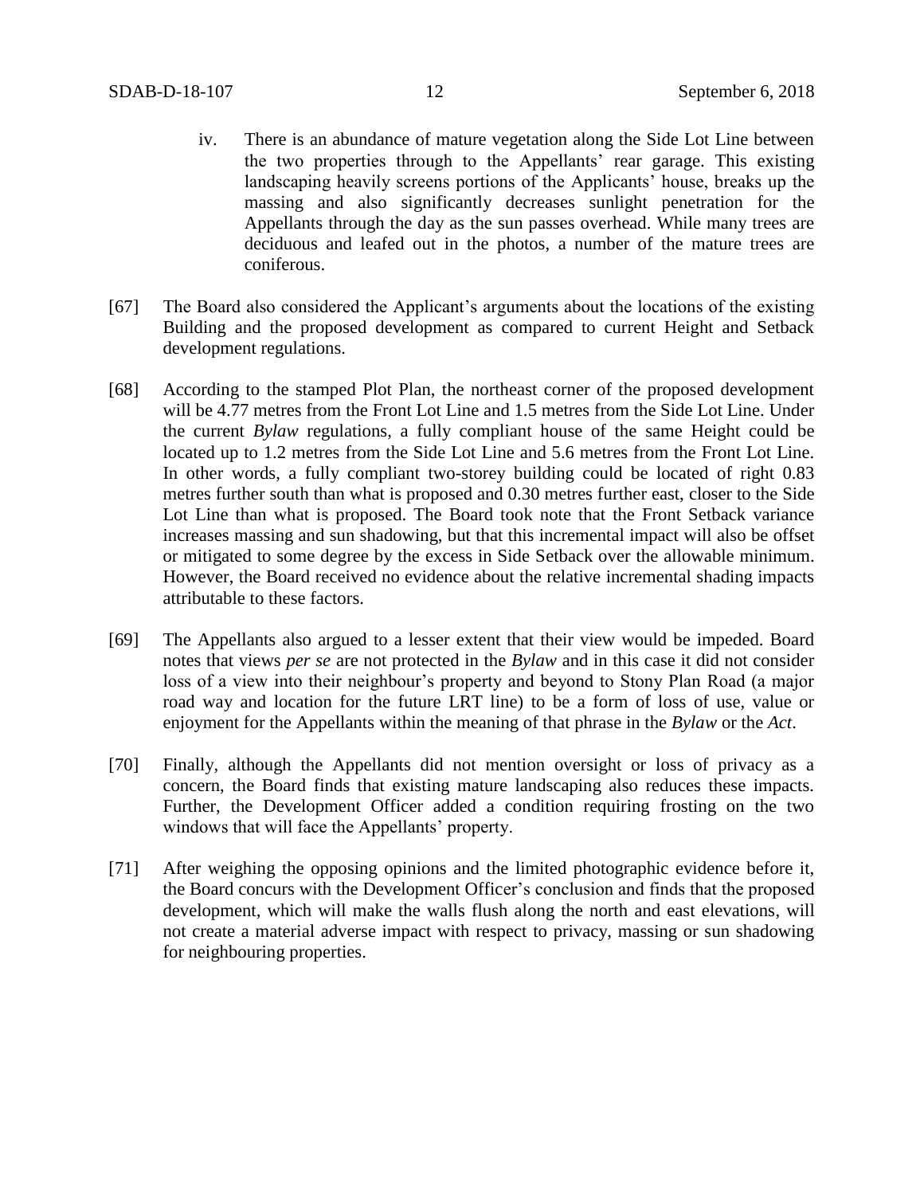iv. There is an abundance of mature vegetation along the Side Lot Line between the two properties through to the Appellants' rear garage. This existing landscaping heavily screens portions of the Applicants' house, breaks up the massing and also significantly decreases sunlight penetration for the Appellants through the day as the sun passes overhead. While many trees are deciduous and leafed out in the photos, a number of the mature trees are coniferous.

[67] The Board also considered the Applicant's arguments about the locations of the existing Building and the proposed development as compared to current Height and Setback development regulations.

[68] According to the stamped Plot Plan, the northeast corner of the proposed development will be 4.77 metres from the Front Lot Line and 1.5 metres from the Side Lot Line. Under the current *Bylaw* regulations, a fully compliant house of the same Height could be located up to 1.2 metres from the Side Lot Line and 5.6 metres from the Front Lot Line. In other words, a fully compliant two-storey building could be located of right 0.83 metres further south than what is proposed and 0.30 metres further east, closer to the Side Lot Line than what is proposed. The Board took note that the Front Setback variance increases massing and sun shadowing, but that this incremental impact will also be offset or mitigated to some degree by the excess in Side Setback over the allowable minimum. However, the Board received no evidence about the relative incremental shading impacts attributable to these factors.

[69] The Appellants also argued to a lesser extent that their view would be impeded. Board notes that views *per se* are not protected in the *Bylaw* and in this case it did not consider loss of a view into their neighbour's property and beyond to Stony Plan Road (a major road way and location for the future LRT line) to be a form of loss of use, value or enjoyment for the Appellants within the meaning of that phrase in the *Bylaw* or the *Act*.

[70] Finally, although the Appellants did not mention oversight or loss of privacy as a concern, the Board finds that existing mature landscaping also reduces these impacts. Further, the Development Officer added a condition requiring frosting on the two windows that will face the Appellants' property.

[71] After weighing the opposing opinions and the limited photographic evidence before it, the Board concurs with the Development Officer's conclusion and finds that the proposed development, which will make the walls flush along the north and east elevations, will not create a material adverse impact with respect to privacy, massing or sun shadowing for neighbouring properties.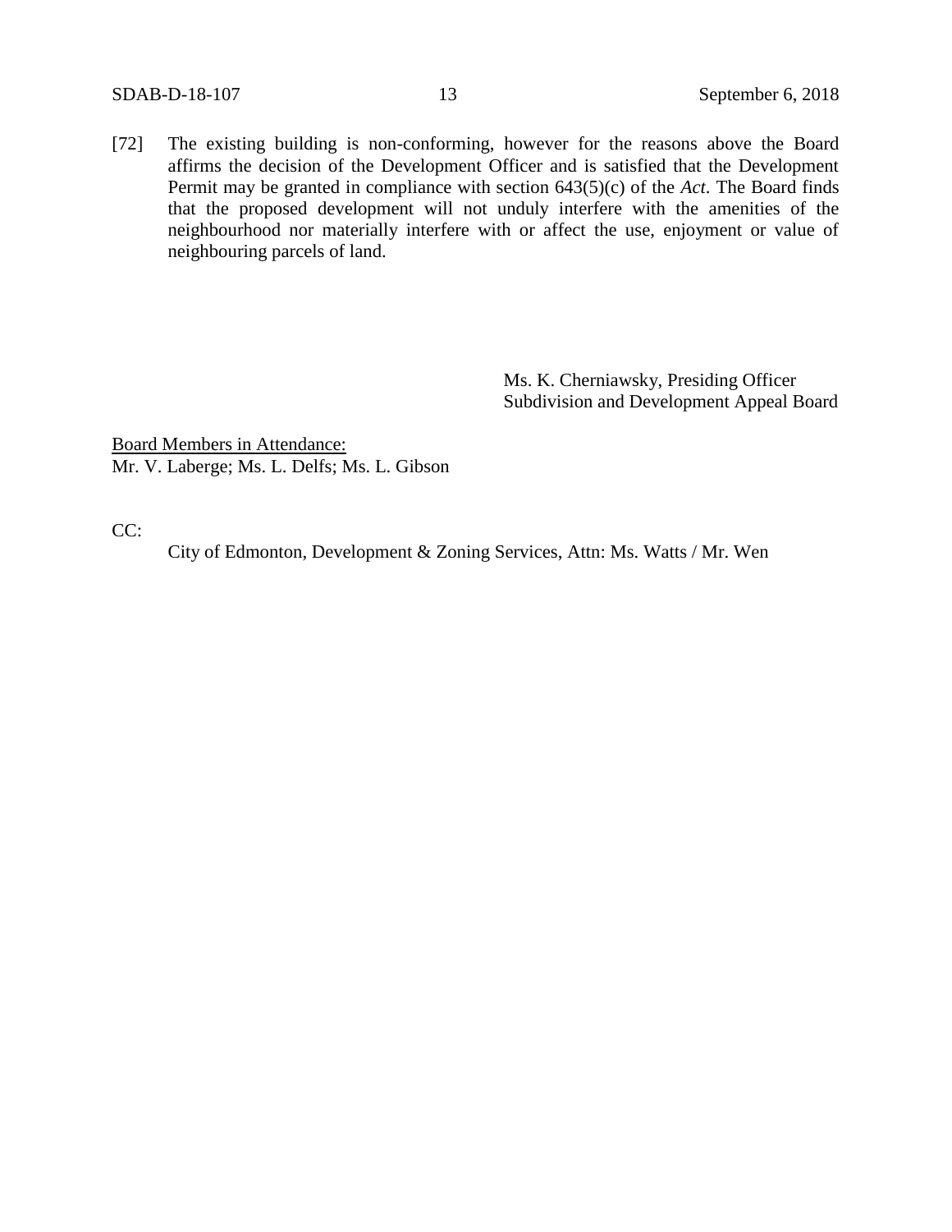[72] The existing building is non-conforming, however for the reasons above the Board affirms the decision of the Development Officer and is satisfied that the Development Permit may be granted in compliance with section 643(5)(c) of the *Act*. The Board finds that the proposed development will not unduly interfere with the amenities of the neighbourhood nor materially interfere with or affect the use, enjoyment or value of neighbouring parcels of land.

Ms. K. Cherniawsky, Presiding Officer
Subdivision and Development Appeal Board

<u>Board Members in Attendance:</u>
Mr. V. Laberge; Ms. L. Delfs; Ms. L. Gibson

CC:

City of Edmonton, Development & Zoning Services, Attn: Ms. Watts / Mr. Wen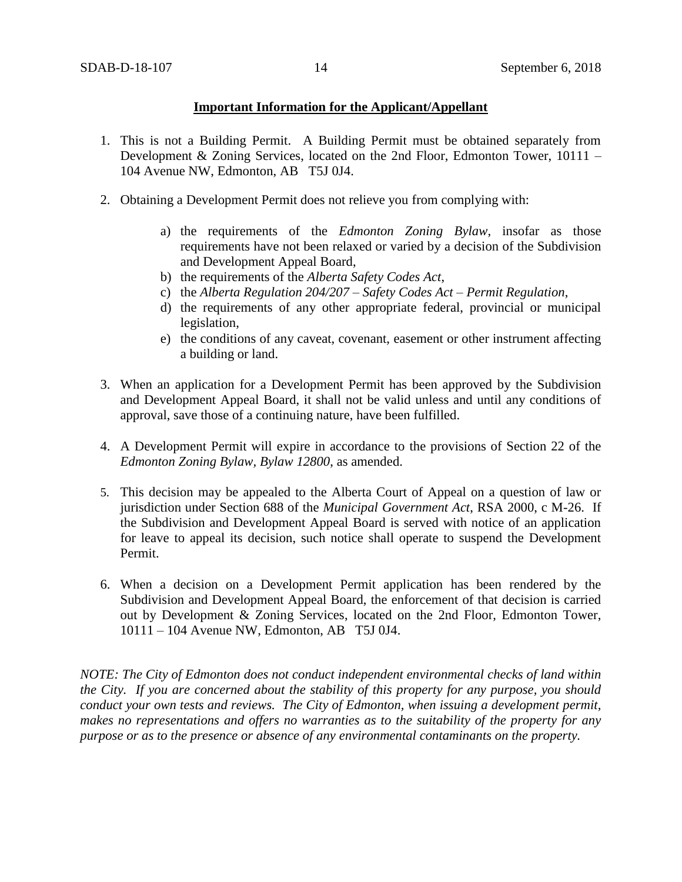**Important Information for the Applicant/Appellant**

1. This is not a Building Permit. A Building Permit must be obtained separately from Development & Zoning Services, located on the 2nd Floor, Edmonton Tower, 10111 – 104 Avenue NW, Edmonton, AB T5J 0J4.

2. Obtaining a Development Permit does not relieve you from complying with:

   a) the requirements of the *Edmonton Zoning Bylaw*, insofar as those requirements have not been relaxed or varied by a decision of the Subdivision and Development Appeal Board,
   b) the requirements of the *Alberta Safety Codes Act*,
   c) the *Alberta Regulation 204/207 – Safety Codes Act – Permit Regulation*,
   d) the requirements of any other appropriate federal, provincial or municipal legislation,
   e) the conditions of any caveat, covenant, easement or other instrument affecting a building or land.

3. When an application for a Development Permit has been approved by the Subdivision and Development Appeal Board, it shall not be valid unless and until any conditions of approval, save those of a continuing nature, have been fulfilled.

4. A Development Permit will expire in accordance to the provisions of Section 22 of the *Edmonton Zoning Bylaw, Bylaw 12800*, as amended.

5. This decision may be appealed to the Alberta Court of Appeal on a question of law or jurisdiction under Section 688 of the *Municipal Government Act*, RSA 2000, c M-26. If the Subdivision and Development Appeal Board is served with notice of an application for leave to appeal its decision, such notice shall operate to suspend the Development Permit.

6. When a decision on a Development Permit application has been rendered by the Subdivision and Development Appeal Board, the enforcement of that decision is carried out by Development & Zoning Services, located on the 2nd Floor, Edmonton Tower, 10111 – 104 Avenue NW, Edmonton, AB T5J 0J4.

*NOTE: The City of Edmonton does not conduct independent environmental checks of land within the City. If you are concerned about the stability of this property for any purpose, you should conduct your own tests and reviews. The City of Edmonton, when issuing a development permit, makes no representations and offers no warranties as to the suitability of the property for any purpose or as to the presence or absence of any environmental contaminants on the property.*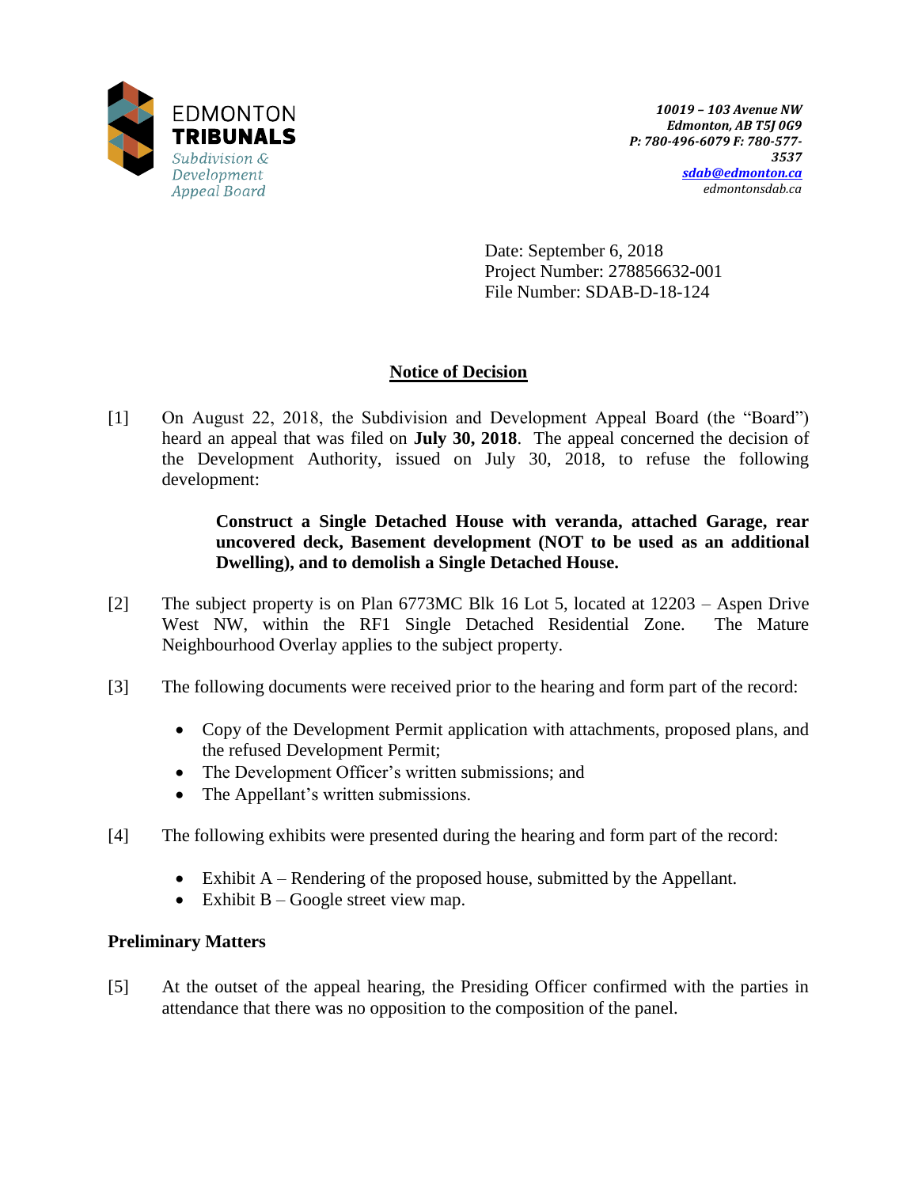EDMONTON
**TRIBUNALS**
*Subdivision & Development Appeal Board*

***10019 – 103 Avenue NW***
***Edmonton, AB T5J 0G9***
***P: 780-496-6079 F: 780-577-3537***
***sdab@edmonton.ca***
*edmontonsdab.ca*

Date: September 6, 2018
Project Number: 278856632-001
File Number: SDAB-D-18-124

## Notice of Decision

[1] On August 22, 2018, the Subdivision and Development Appeal Board (the "Board") heard an appeal that was filed on **July 30, 2018**. The appeal concerned the decision of the Development Authority, issued on July 30, 2018, to refuse the following development:

> **Construct a Single Detached House with veranda, attached Garage, rear uncovered deck, Basement development (NOT to be used as an additional Dwelling), and to demolish a Single Detached House.**

[2] The subject property is on Plan 6773MC Blk 16 Lot 5, located at 12203 – Aspen Drive West NW, within the RF1 Single Detached Residential Zone. The Mature Neighbourhood Overlay applies to the subject property.

[3] The following documents were received prior to the hearing and form part of the record:

- Copy of the Development Permit application with attachments, proposed plans, and the refused Development Permit;
- The Development Officer's written submissions; and
- The Appellant's written submissions.

[4] The following exhibits were presented during the hearing and form part of the record:

- Exhibit A – Rendering of the proposed house, submitted by the Appellant.
- Exhibit B – Google street view map.

### Preliminary Matters

[5] At the outset of the appeal hearing, the Presiding Officer confirmed with the parties in attendance that there was no opposition to the composition of the panel.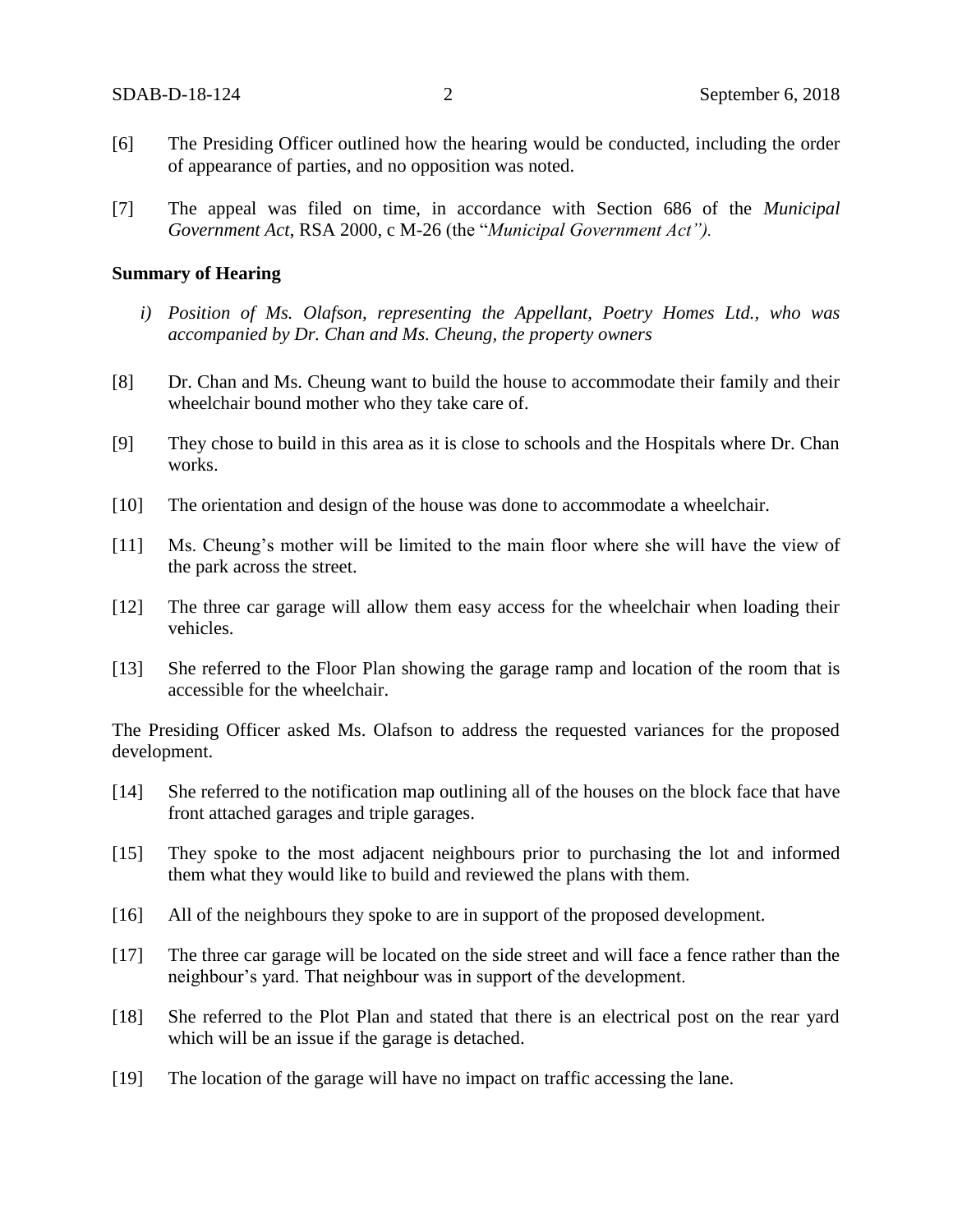[6] The Presiding Officer outlined how the hearing would be conducted, including the order of appearance of parties, and no opposition was noted.

[7] The appeal was filed on time, in accordance with Section 686 of the *Municipal Government Act*, RSA 2000, c M-26 (the "*Municipal Government Act").*

### Summary of Hearing

*i) Position of Ms. Olafson, representing the Appellant, Poetry Homes Ltd., who was accompanied by Dr. Chan and Ms. Cheung, the property owners*

[8] Dr. Chan and Ms. Cheung want to build the house to accommodate their family and their wheelchair bound mother who they take care of.

[9] They chose to build in this area as it is close to schools and the Hospitals where Dr. Chan works.

[10] The orientation and design of the house was done to accommodate a wheelchair.

[11] Ms. Cheung's mother will be limited to the main floor where she will have the view of the park across the street.

[12] The three car garage will allow them easy access for the wheelchair when loading their vehicles.

[13] She referred to the Floor Plan showing the garage ramp and location of the room that is accessible for the wheelchair.

The Presiding Officer asked Ms. Olafson to address the requested variances for the proposed development.

[14] She referred to the notification map outlining all of the houses on the block face that have front attached garages and triple garages.

[15] They spoke to the most adjacent neighbours prior to purchasing the lot and informed them what they would like to build and reviewed the plans with them.

[16] All of the neighbours they spoke to are in support of the proposed development.

[17] The three car garage will be located on the side street and will face a fence rather than the neighbour's yard. That neighbour was in support of the development.

[18] She referred to the Plot Plan and stated that there is an electrical post on the rear yard which will be an issue if the garage is detached.

[19] The location of the garage will have no impact on traffic accessing the lane.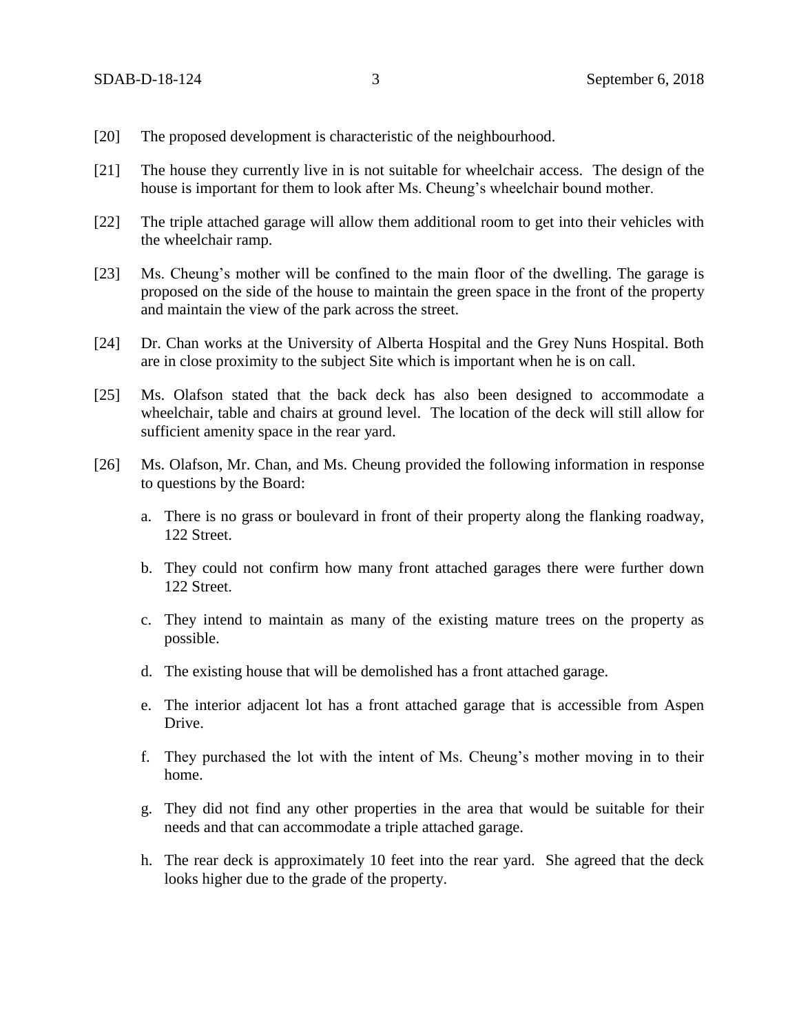[20] The proposed development is characteristic of the neighbourhood.

[21] The house they currently live in is not suitable for wheelchair access. The design of the house is important for them to look after Ms. Cheung's wheelchair bound mother.

[22] The triple attached garage will allow them additional room to get into their vehicles with the wheelchair ramp.

[23] Ms. Cheung's mother will be confined to the main floor of the dwelling. The garage is proposed on the side of the house to maintain the green space in the front of the property and maintain the view of the park across the street.

[24] Dr. Chan works at the University of Alberta Hospital and the Grey Nuns Hospital. Both are in close proximity to the subject Site which is important when he is on call.

[25] Ms. Olafson stated that the back deck has also been designed to accommodate a wheelchair, table and chairs at ground level. The location of the deck will still allow for sufficient amenity space in the rear yard.

[26] Ms. Olafson, Mr. Chan, and Ms. Cheung provided the following information in response to questions by the Board:

a. There is no grass or boulevard in front of their property along the flanking roadway, 122 Street.

b. They could not confirm how many front attached garages there were further down 122 Street.

c. They intend to maintain as many of the existing mature trees on the property as possible.

d. The existing house that will be demolished has a front attached garage.

e. The interior adjacent lot has a front attached garage that is accessible from Aspen Drive.

f. They purchased the lot with the intent of Ms. Cheung's mother moving in to their home.

g. They did not find any other properties in the area that would be suitable for their needs and that can accommodate a triple attached garage.

h. The rear deck is approximately 10 feet into the rear yard. She agreed that the deck looks higher due to the grade of the property.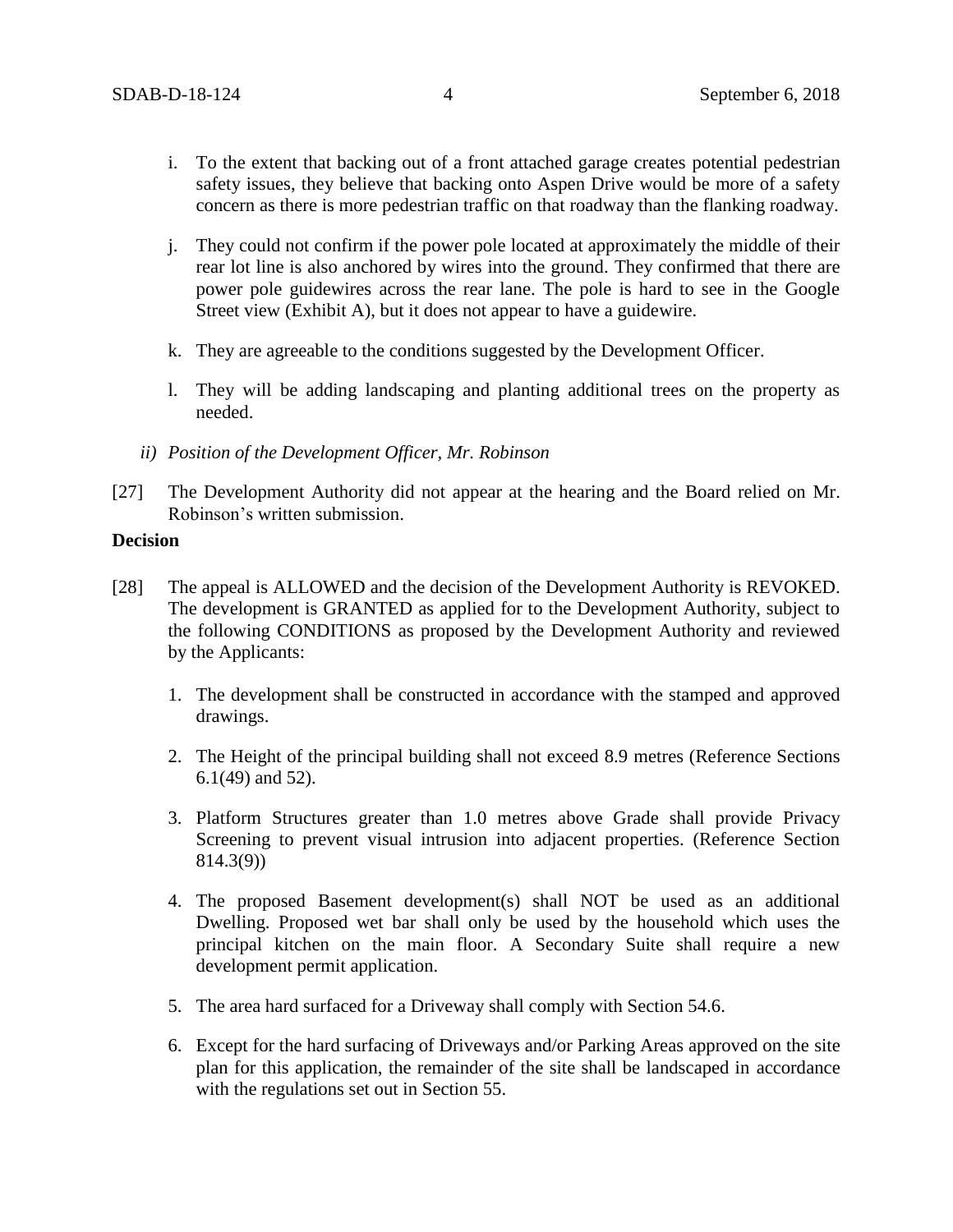i. To the extent that backing out of a front attached garage creates potential pedestrian safety issues, they believe that backing onto Aspen Drive would be more of a safety concern as there is more pedestrian traffic on that roadway than the flanking roadway.

j. They could not confirm if the power pole located at approximately the middle of their rear lot line is also anchored by wires into the ground. They confirmed that there are power pole guidewires across the rear lane. The pole is hard to see in the Google Street view (Exhibit A), but it does not appear to have a guidewire.

k. They are agreeable to the conditions suggested by the Development Officer.

l. They will be adding landscaping and planting additional trees on the property as needed.

*ii) Position of the Development Officer, Mr. Robinson*

[27] The Development Authority did not appear at the hearing and the Board relied on Mr. Robinson's written submission.

**Decision**

[28] The appeal is ALLOWED and the decision of the Development Authority is REVOKED. The development is GRANTED as applied for to the Development Authority, subject to the following CONDITIONS as proposed by the Development Authority and reviewed by the Applicants:

1. The development shall be constructed in accordance with the stamped and approved drawings.

2. The Height of the principal building shall not exceed 8.9 metres (Reference Sections 6.1(49) and 52).

3. Platform Structures greater than 1.0 metres above Grade shall provide Privacy Screening to prevent visual intrusion into adjacent properties. (Reference Section 814.3(9))

4. The proposed Basement development(s) shall NOT be used as an additional Dwelling. Proposed wet bar shall only be used by the household which uses the principal kitchen on the main floor. A Secondary Suite shall require a new development permit application.

5. The area hard surfaced for a Driveway shall comply with Section 54.6.

6. Except for the hard surfacing of Driveways and/or Parking Areas approved on the site plan for this application, the remainder of the site shall be landscaped in accordance with the regulations set out in Section 55.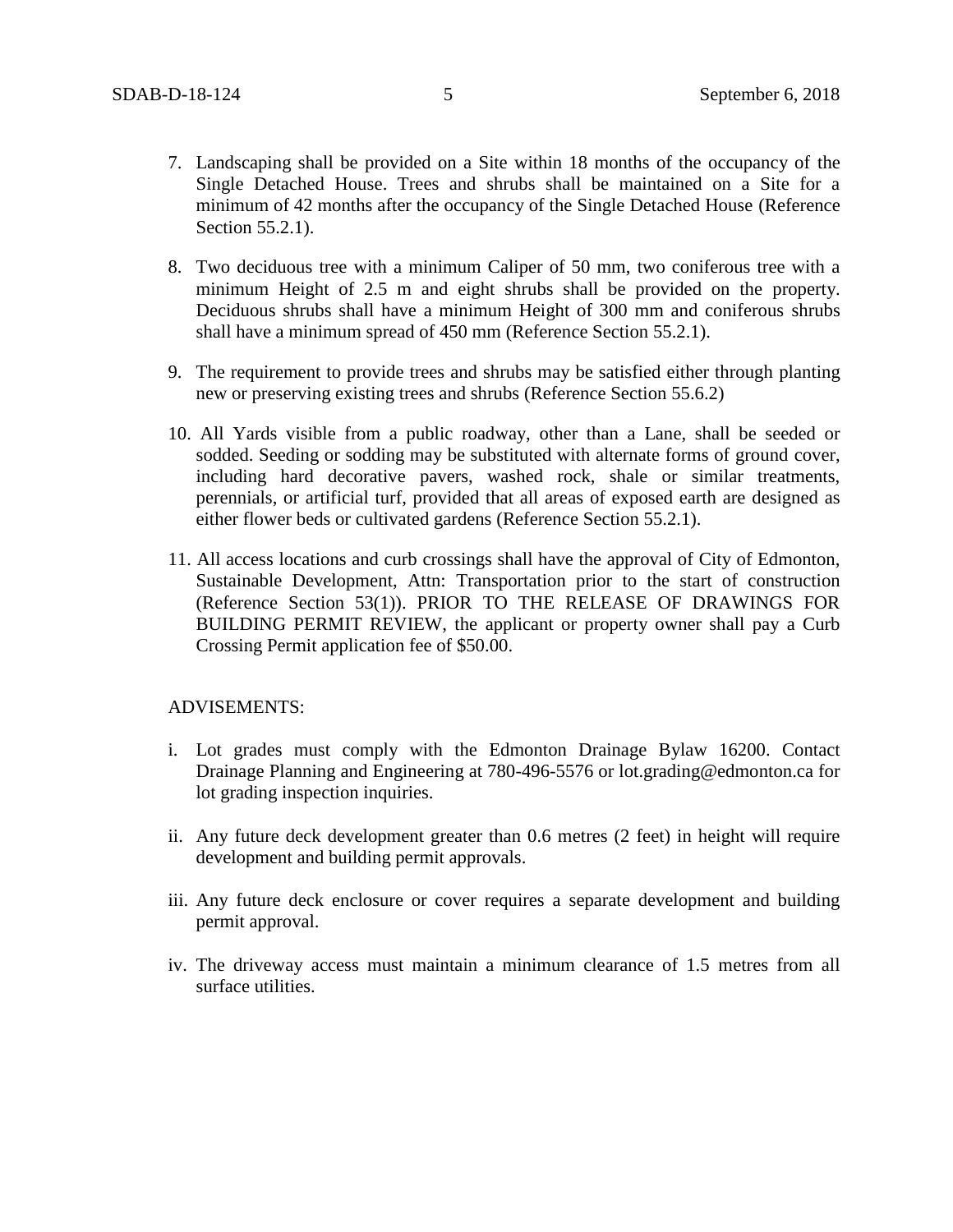7. Landscaping shall be provided on a Site within 18 months of the occupancy of the Single Detached House. Trees and shrubs shall be maintained on a Site for a minimum of 42 months after the occupancy of the Single Detached House (Reference Section 55.2.1).

8. Two deciduous tree with a minimum Caliper of 50 mm, two coniferous tree with a minimum Height of 2.5 m and eight shrubs shall be provided on the property. Deciduous shrubs shall have a minimum Height of 300 mm and coniferous shrubs shall have a minimum spread of 450 mm (Reference Section 55.2.1).

9. The requirement to provide trees and shrubs may be satisfied either through planting new or preserving existing trees and shrubs (Reference Section 55.6.2)

10. All Yards visible from a public roadway, other than a Lane, shall be seeded or sodded. Seeding or sodding may be substituted with alternate forms of ground cover, including hard decorative pavers, washed rock, shale or similar treatments, perennials, or artificial turf, provided that all areas of exposed earth are designed as either flower beds or cultivated gardens (Reference Section 55.2.1).

11. All access locations and curb crossings shall have the approval of City of Edmonton, Sustainable Development, Attn: Transportation prior to the start of construction (Reference Section 53(1)). PRIOR TO THE RELEASE OF DRAWINGS FOR BUILDING PERMIT REVIEW, the applicant or property owner shall pay a Curb Crossing Permit application fee of $50.00.

ADVISEMENTS:

i. Lot grades must comply with the Edmonton Drainage Bylaw 16200. Contact Drainage Planning and Engineering at 780-496-5576 or lot.grading@edmonton.ca for lot grading inspection inquiries.

ii. Any future deck development greater than 0.6 metres (2 feet) in height will require development and building permit approvals.

iii. Any future deck enclosure or cover requires a separate development and building permit approval.

iv. The driveway access must maintain a minimum clearance of 1.5 metres from all surface utilities.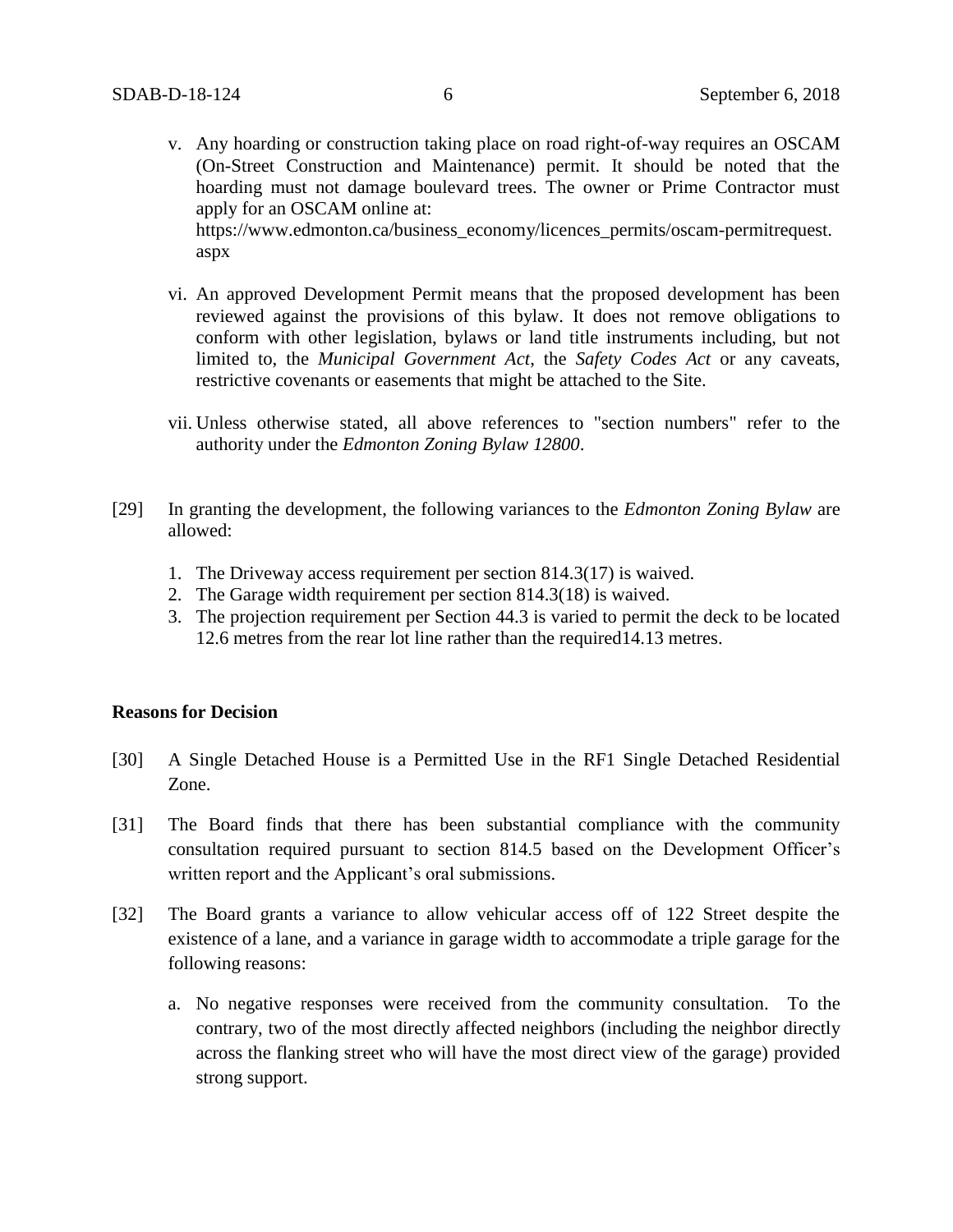v. Any hoarding or construction taking place on road right-of-way requires an OSCAM (On-Street Construction and Maintenance) permit. It should be noted that the hoarding must not damage boulevard trees. The owner or Prime Contractor must apply for an OSCAM online at: https://www.edmonton.ca/business_economy/licences_permits/oscam-permitrequest.aspx

vi. An approved Development Permit means that the proposed development has been reviewed against the provisions of this bylaw. It does not remove obligations to conform with other legislation, bylaws or land title instruments including, but not limited to, the *Municipal Government Act*, the *Safety Codes Act* or any caveats, restrictive covenants or easements that might be attached to the Site.

vii. Unless otherwise stated, all above references to "section numbers" refer to the authority under the *Edmonton Zoning Bylaw 12800*.

[29] In granting the development, the following variances to the *Edmonton Zoning Bylaw* are allowed:

1. The Driveway access requirement per section 814.3(17) is waived.
2. The Garage width requirement per section 814.3(18) is waived.
3. The projection requirement per Section 44.3 is varied to permit the deck to be located 12.6 metres from the rear lot line rather than the required14.13 metres.

**Reasons for Decision**

[30] A Single Detached House is a Permitted Use in the RF1 Single Detached Residential Zone.

[31] The Board finds that there has been substantial compliance with the community consultation required pursuant to section 814.5 based on the Development Officer's written report and the Applicant's oral submissions.

[32] The Board grants a variance to allow vehicular access off of 122 Street despite the existence of a lane, and a variance in garage width to accommodate a triple garage for the following reasons:

a. No negative responses were received from the community consultation. To the contrary, two of the most directly affected neighbors (including the neighbor directly across the flanking street who will have the most direct view of the garage) provided strong support.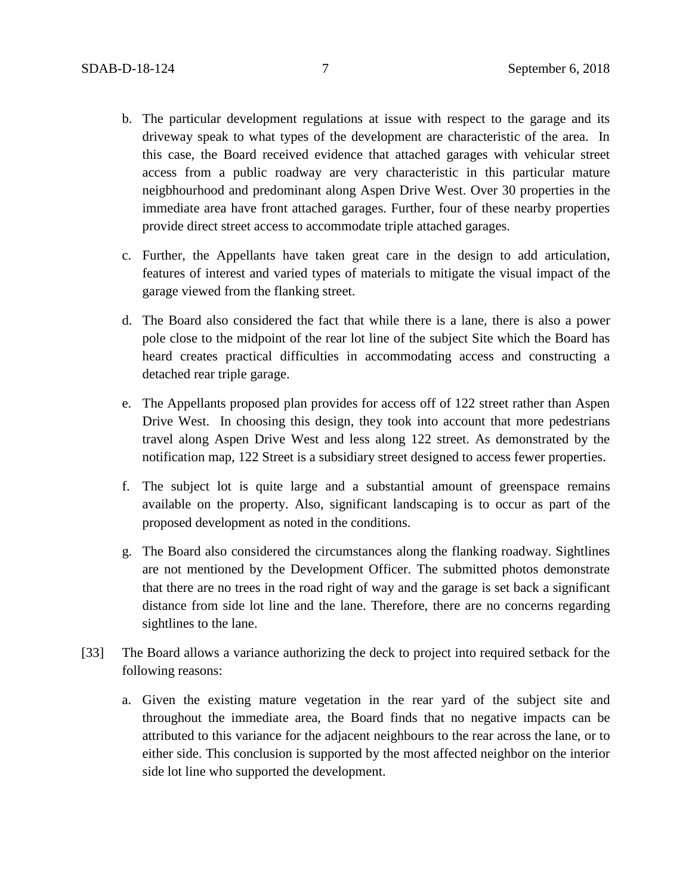b. The particular development regulations at issue with respect to the garage and its driveway speak to what types of the development are characteristic of the area. In this case, the Board received evidence that attached garages with vehicular street access from a public roadway are very characteristic in this particular mature neigbhourhood and predominant along Aspen Drive West. Over 30 properties in the immediate area have front attached garages. Further, four of these nearby properties provide direct street access to accommodate triple attached garages.

c. Further, the Appellants have taken great care in the design to add articulation, features of interest and varied types of materials to mitigate the visual impact of the garage viewed from the flanking street.

d. The Board also considered the fact that while there is a lane, there is also a power pole close to the midpoint of the rear lot line of the subject Site which the Board has heard creates practical difficulties in accommodating access and constructing a detached rear triple garage.

e. The Appellants proposed plan provides for access off of 122 street rather than Aspen Drive West. In choosing this design, they took into account that more pedestrians travel along Aspen Drive West and less along 122 street. As demonstrated by the notification map, 122 Street is a subsidiary street designed to access fewer properties.

f. The subject lot is quite large and a substantial amount of greenspace remains available on the property. Also, significant landscaping is to occur as part of the proposed development as noted in the conditions.

g. The Board also considered the circumstances along the flanking roadway. Sightlines are not mentioned by the Development Officer. The submitted photos demonstrate that there are no trees in the road right of way and the garage is set back a significant distance from side lot line and the lane. Therefore, there are no concerns regarding sightlines to the lane.

[33] The Board allows a variance authorizing the deck to project into required setback for the following reasons:

a. Given the existing mature vegetation in the rear yard of the subject site and throughout the immediate area, the Board finds that no negative impacts can be attributed to this variance for the adjacent neighbours to the rear across the lane, or to either side. This conclusion is supported by the most affected neighbor on the interior side lot line who supported the development.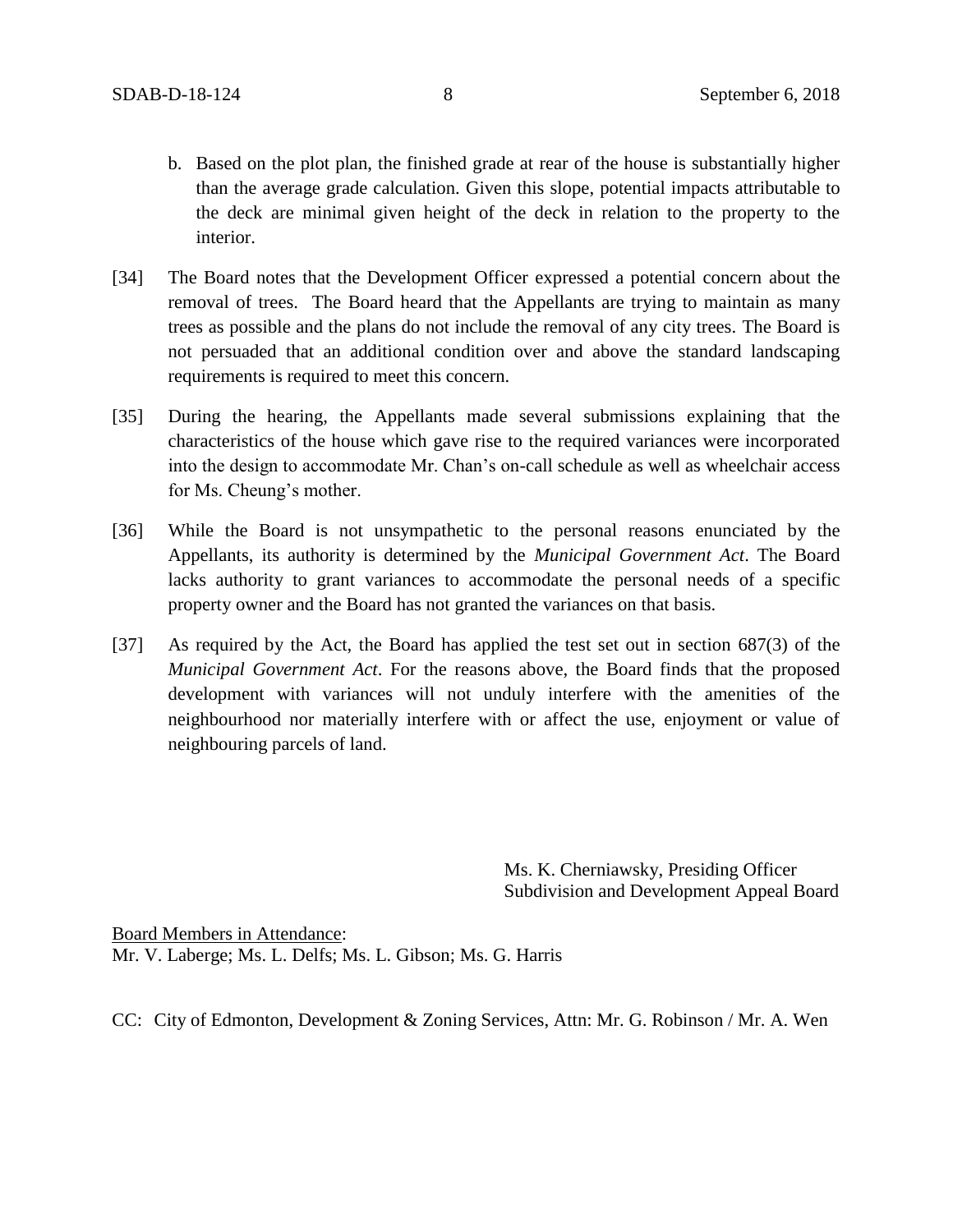b. Based on the plot plan, the finished grade at rear of the house is substantially higher than the average grade calculation. Given this slope, potential impacts attributable to the deck are minimal given height of the deck in relation to the property to the interior.

[34] The Board notes that the Development Officer expressed a potential concern about the removal of trees. The Board heard that the Appellants are trying to maintain as many trees as possible and the plans do not include the removal of any city trees. The Board is not persuaded that an additional condition over and above the standard landscaping requirements is required to meet this concern.

[35] During the hearing, the Appellants made several submissions explaining that the characteristics of the house which gave rise to the required variances were incorporated into the design to accommodate Mr. Chan's on-call schedule as well as wheelchair access for Ms. Cheung's mother.

[36] While the Board is not unsympathetic to the personal reasons enunciated by the Appellants, its authority is determined by the *Municipal Government Act*. The Board lacks authority to grant variances to accommodate the personal needs of a specific property owner and the Board has not granted the variances on that basis.

[37] As required by the Act, the Board has applied the test set out in section 687(3) of the *Municipal Government Act*. For the reasons above, the Board finds that the proposed development with variances will not unduly interfere with the amenities of the neighbourhood nor materially interfere with or affect the use, enjoyment or value of neighbouring parcels of land.

Ms. K. Cherniawsky, Presiding Officer
Subdivision and Development Appeal Board

Board Members in Attendance:
Mr. V. Laberge; Ms. L. Delfs; Ms. L. Gibson; Ms. G. Harris

CC: City of Edmonton, Development & Zoning Services, Attn: Mr. G. Robinson / Mr. A. Wen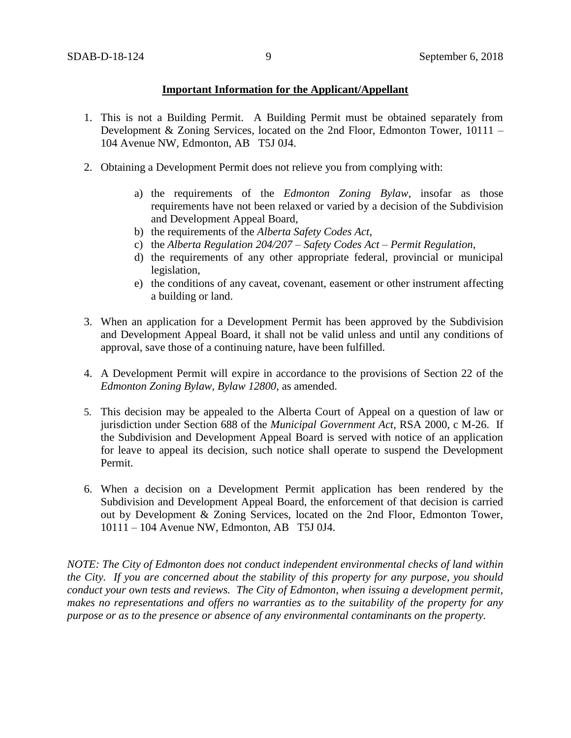**Important Information for the Applicant/Appellant**

1. This is not a Building Permit. A Building Permit must be obtained separately from Development & Zoning Services, located on the 2nd Floor, Edmonton Tower, 10111 – 104 Avenue NW, Edmonton, AB T5J 0J4.

2. Obtaining a Development Permit does not relieve you from complying with:

    a) the requirements of the *Edmonton Zoning Bylaw*, insofar as those requirements have not been relaxed or varied by a decision of the Subdivision and Development Appeal Board,
    b) the requirements of the *Alberta Safety Codes Act*,
    c) the *Alberta Regulation 204/207 – Safety Codes Act – Permit Regulation*,
    d) the requirements of any other appropriate federal, provincial or municipal legislation,
    e) the conditions of any caveat, covenant, easement or other instrument affecting a building or land.

3. When an application for a Development Permit has been approved by the Subdivision and Development Appeal Board, it shall not be valid unless and until any conditions of approval, save those of a continuing nature, have been fulfilled.

4. A Development Permit will expire in accordance to the provisions of Section 22 of the *Edmonton Zoning Bylaw, Bylaw 12800*, as amended.

5. This decision may be appealed to the Alberta Court of Appeal on a question of law or jurisdiction under Section 688 of the *Municipal Government Act*, RSA 2000, c M-26. If the Subdivision and Development Appeal Board is served with notice of an application for leave to appeal its decision, such notice shall operate to suspend the Development Permit.

6. When a decision on a Development Permit application has been rendered by the Subdivision and Development Appeal Board, the enforcement of that decision is carried out by Development & Zoning Services, located on the 2nd Floor, Edmonton Tower, 10111 – 104 Avenue NW, Edmonton, AB T5J 0J4.

*NOTE: The City of Edmonton does not conduct independent environmental checks of land within the City. If you are concerned about the stability of this property for any purpose, you should conduct your own tests and reviews. The City of Edmonton, when issuing a development permit, makes no representations and offers no warranties as to the suitability of the property for any purpose or as to the presence or absence of any environmental contaminants on the property.*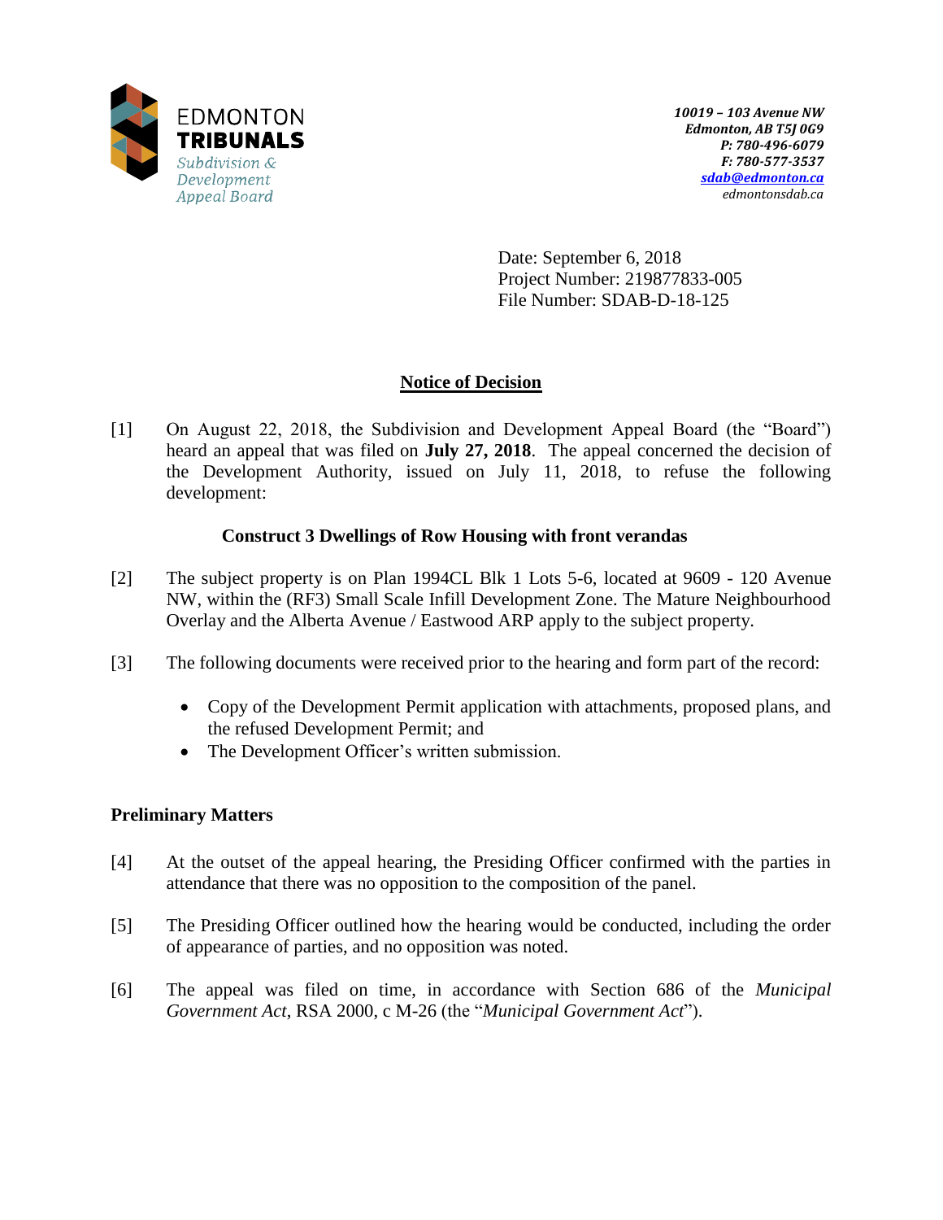EDMONTON
**TRIBUNALS**
*Subdivision & Development Appeal Board*

***10019 – 103 Avenue NW***
***Edmonton, AB T5J 0G9***
***P: 780-496-6079***
***F: 780-577-3537***
***sdab@edmonton.ca***
*edmontonsdab.ca*

Date: September 6, 2018
Project Number: 219877833-005
File Number: SDAB-D-18-125

## Notice of Decision

[1] On August 22, 2018, the Subdivision and Development Appeal Board (the "Board") heard an appeal that was filed on **July 27, 2018**. The appeal concerned the decision of the Development Authority, issued on July 11, 2018, to refuse the following development:

**Construct 3 Dwellings of Row Housing with front verandas**

[2] The subject property is on Plan 1994CL Blk 1 Lots 5-6, located at 9609 - 120 Avenue NW, within the (RF3) Small Scale Infill Development Zone. The Mature Neighbourhood Overlay and the Alberta Avenue / Eastwood ARP apply to the subject property.

[3] The following documents were received prior to the hearing and form part of the record:

- Copy of the Development Permit application with attachments, proposed plans, and the refused Development Permit; and
- The Development Officer's written submission.

### Preliminary Matters

[4] At the outset of the appeal hearing, the Presiding Officer confirmed with the parties in attendance that there was no opposition to the composition of the panel.

[5] The Presiding Officer outlined how the hearing would be conducted, including the order of appearance of parties, and no opposition was noted.

[6] The appeal was filed on time, in accordance with Section 686 of the *Municipal Government Act*, RSA 2000, c M-26 (the "*Municipal Government Act*").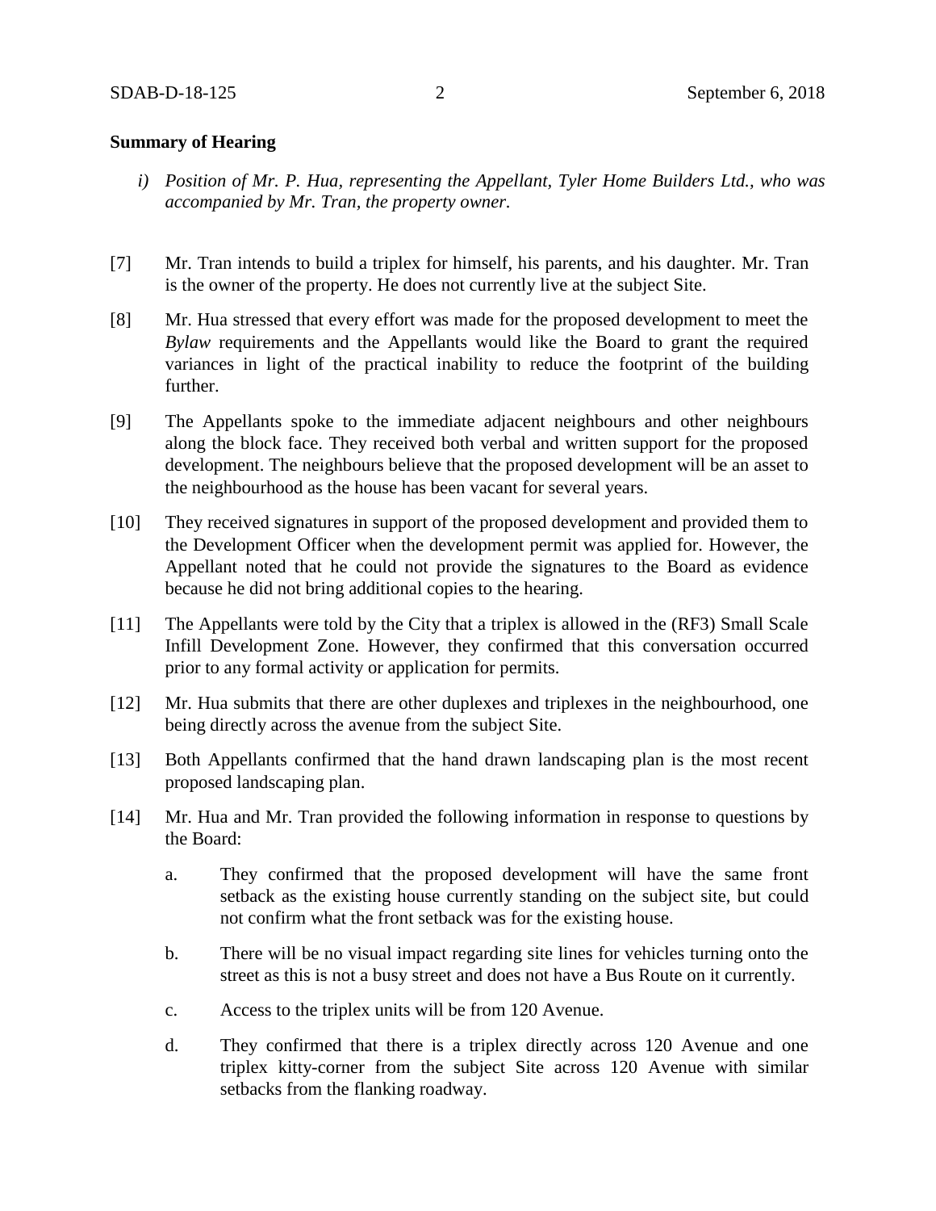**Summary of Hearing**

*i) Position of Mr. P. Hua, representing the Appellant, Tyler Home Builders Ltd., who was accompanied by Mr. Tran, the property owner.*

[7] Mr. Tran intends to build a triplex for himself, his parents, and his daughter. Mr. Tran is the owner of the property. He does not currently live at the subject Site.

[8] Mr. Hua stressed that every effort was made for the proposed development to meet the *Bylaw* requirements and the Appellants would like the Board to grant the required variances in light of the practical inability to reduce the footprint of the building further.

[9] The Appellants spoke to the immediate adjacent neighbours and other neighbours along the block face. They received both verbal and written support for the proposed development. The neighbours believe that the proposed development will be an asset to the neighbourhood as the house has been vacant for several years.

[10] They received signatures in support of the proposed development and provided them to the Development Officer when the development permit was applied for. However, the Appellant noted that he could not provide the signatures to the Board as evidence because he did not bring additional copies to the hearing.

[11] The Appellants were told by the City that a triplex is allowed in the (RF3) Small Scale Infill Development Zone. However, they confirmed that this conversation occurred prior to any formal activity or application for permits.

[12] Mr. Hua submits that there are other duplexes and triplexes in the neighbourhood, one being directly across the avenue from the subject Site.

[13] Both Appellants confirmed that the hand drawn landscaping plan is the most recent proposed landscaping plan.

[14] Mr. Hua and Mr. Tran provided the following information in response to questions by the Board:

a. They confirmed that the proposed development will have the same front setback as the existing house currently standing on the subject site, but could not confirm what the front setback was for the existing house.

b. There will be no visual impact regarding site lines for vehicles turning onto the street as this is not a busy street and does not have a Bus Route on it currently.

c. Access to the triplex units will be from 120 Avenue.

d. They confirmed that there is a triplex directly across 120 Avenue and one triplex kitty-corner from the subject Site across 120 Avenue with similar setbacks from the flanking roadway.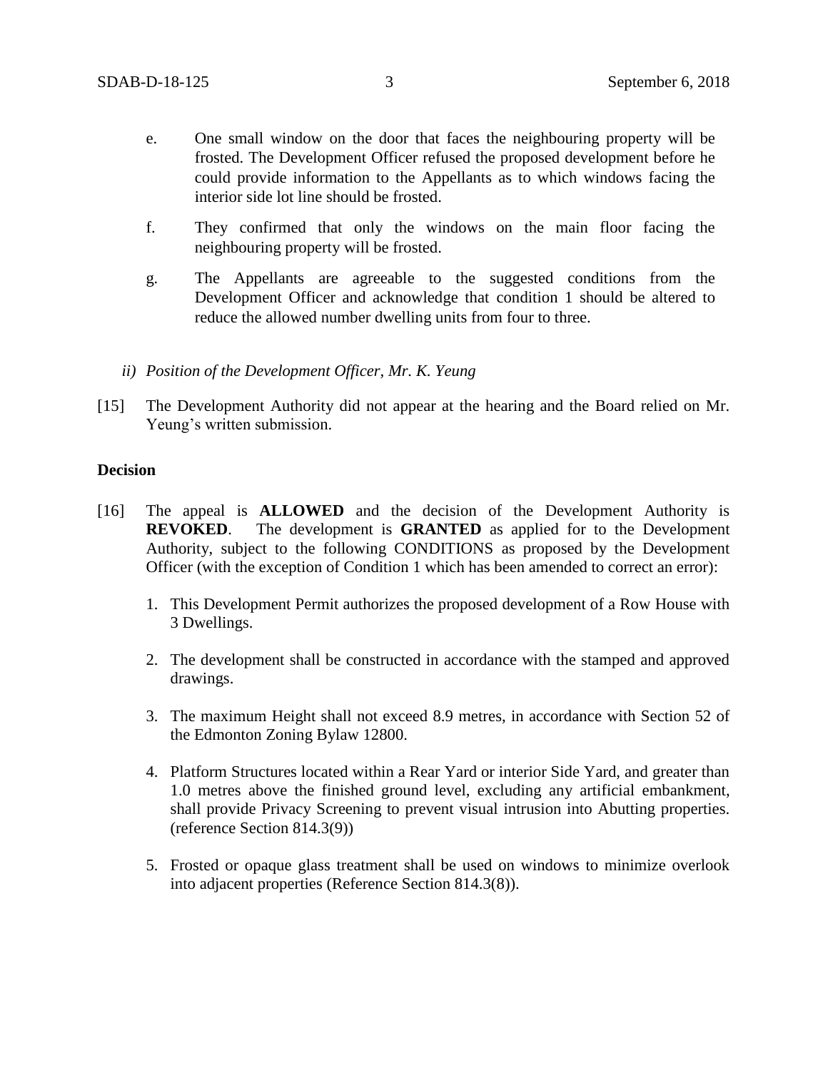e. One small window on the door that faces the neighbouring property will be frosted. The Development Officer refused the proposed development before he could provide information to the Appellants as to which windows facing the interior side lot line should be frosted.

f. They confirmed that only the windows on the main floor facing the neighbouring property will be frosted.

g. The Appellants are agreeable to the suggested conditions from the Development Officer and acknowledge that condition 1 should be altered to reduce the allowed number dwelling units from four to three.

*ii) Position of the Development Officer, Mr. K. Yeung*

[15] The Development Authority did not appear at the hearing and the Board relied on Mr. Yeung's written submission.

**Decision**

[16] The appeal is **ALLOWED** and the decision of the Development Authority is **REVOKED**. The development is **GRANTED** as applied for to the Development Authority, subject to the following CONDITIONS as proposed by the Development Officer (with the exception of Condition 1 which has been amended to correct an error):

1. This Development Permit authorizes the proposed development of a Row House with 3 Dwellings.

2. The development shall be constructed in accordance with the stamped and approved drawings.

3. The maximum Height shall not exceed 8.9 metres, in accordance with Section 52 of the Edmonton Zoning Bylaw 12800.

4. Platform Structures located within a Rear Yard or interior Side Yard, and greater than 1.0 metres above the finished ground level, excluding any artificial embankment, shall provide Privacy Screening to prevent visual intrusion into Abutting properties. (reference Section 814.3(9))

5. Frosted or opaque glass treatment shall be used on windows to minimize overlook into adjacent properties (Reference Section 814.3(8)).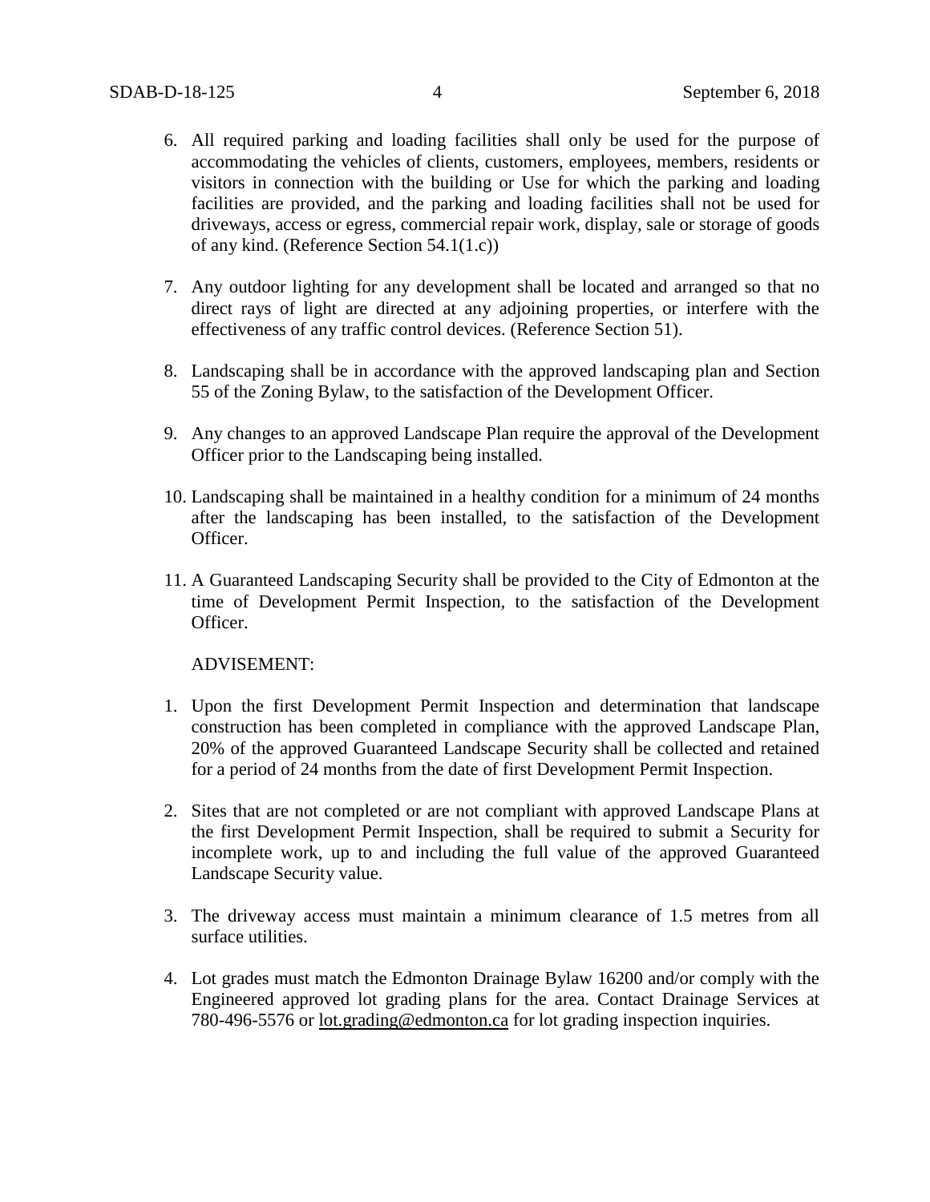6. All required parking and loading facilities shall only be used for the purpose of accommodating the vehicles of clients, customers, employees, members, residents or visitors in connection with the building or Use for which the parking and loading facilities are provided, and the parking and loading facilities shall not be used for driveways, access or egress, commercial repair work, display, sale or storage of goods of any kind. (Reference Section 54.1(1.c))

7. Any outdoor lighting for any development shall be located and arranged so that no direct rays of light are directed at any adjoining properties, or interfere with the effectiveness of any traffic control devices. (Reference Section 51).

8. Landscaping shall be in accordance with the approved landscaping plan and Section 55 of the Zoning Bylaw, to the satisfaction of the Development Officer.

9. Any changes to an approved Landscape Plan require the approval of the Development Officer prior to the Landscaping being installed.

10. Landscaping shall be maintained in a healthy condition for a minimum of 24 months after the landscaping has been installed, to the satisfaction of the Development Officer.

11. A Guaranteed Landscaping Security shall be provided to the City of Edmonton at the time of Development Permit Inspection, to the satisfaction of the Development Officer.

ADVISEMENT:

1. Upon the first Development Permit Inspection and determination that landscape construction has been completed in compliance with the approved Landscape Plan, 20% of the approved Guaranteed Landscape Security shall be collected and retained for a period of 24 months from the date of first Development Permit Inspection.

2. Sites that are not completed or are not compliant with approved Landscape Plans at the first Development Permit Inspection, shall be required to submit a Security for incomplete work, up to and including the full value of the approved Guaranteed Landscape Security value.

3. The driveway access must maintain a minimum clearance of 1.5 metres from all surface utilities.

4. Lot grades must match the Edmonton Drainage Bylaw 16200 and/or comply with the Engineered approved lot grading plans for the area. Contact Drainage Services at 780-496-5576 or lot.grading@edmonton.ca for lot grading inspection inquiries.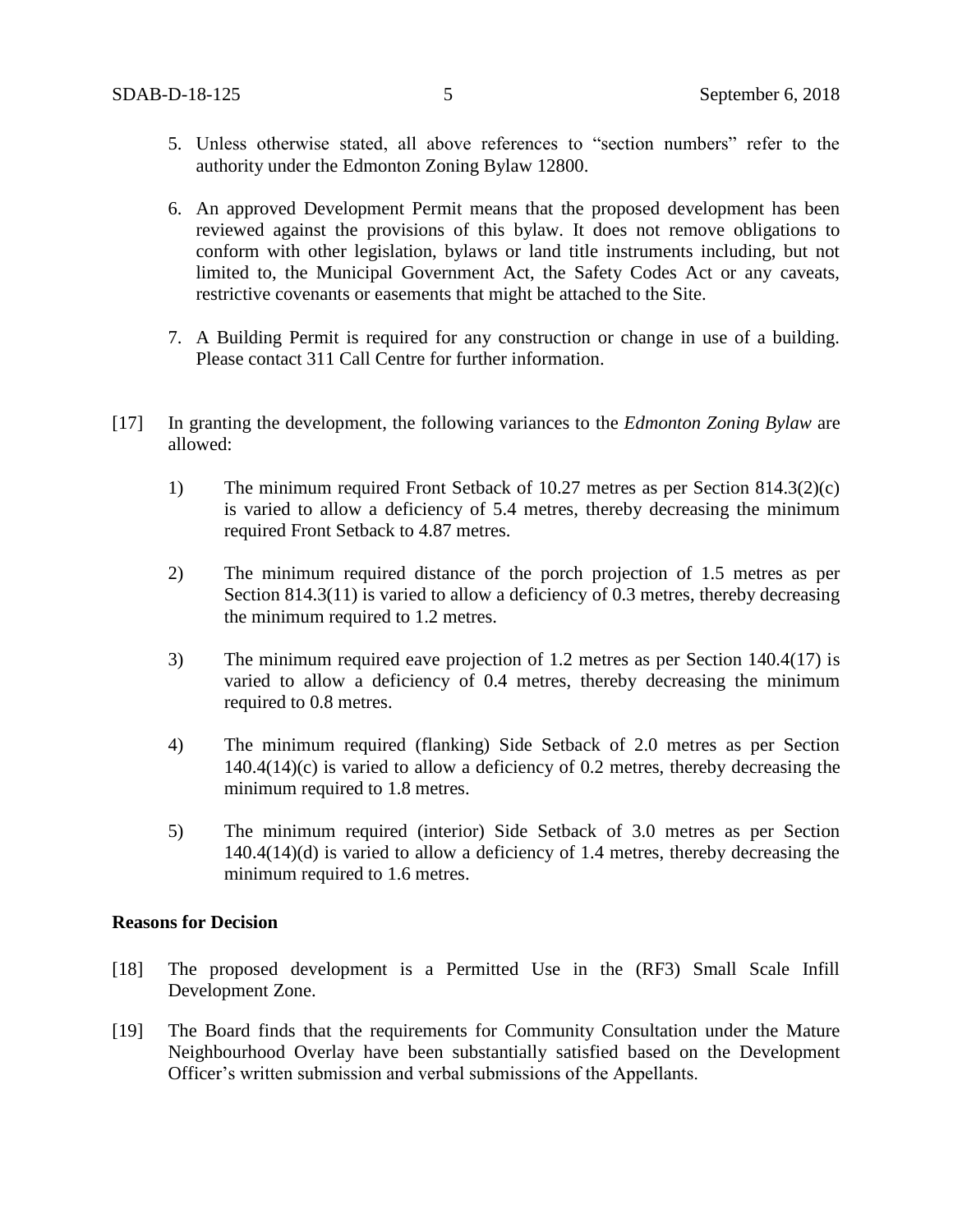5. Unless otherwise stated, all above references to "section numbers" refer to the authority under the Edmonton Zoning Bylaw 12800.

6. An approved Development Permit means that the proposed development has been reviewed against the provisions of this bylaw. It does not remove obligations to conform with other legislation, bylaws or land title instruments including, but not limited to, the Municipal Government Act, the Safety Codes Act or any caveats, restrictive covenants or easements that might be attached to the Site.

7. A Building Permit is required for any construction or change in use of a building. Please contact 311 Call Centre for further information.

[17] In granting the development, the following variances to the *Edmonton Zoning Bylaw* are allowed:

1) The minimum required Front Setback of 10.27 metres as per Section 814.3(2)(c) is varied to allow a deficiency of 5.4 metres, thereby decreasing the minimum required Front Setback to 4.87 metres.

2) The minimum required distance of the porch projection of 1.5 metres as per Section 814.3(11) is varied to allow a deficiency of 0.3 metres, thereby decreasing the minimum required to 1.2 metres.

3) The minimum required eave projection of 1.2 metres as per Section 140.4(17) is varied to allow a deficiency of 0.4 metres, thereby decreasing the minimum required to 0.8 metres.

4) The minimum required (flanking) Side Setback of 2.0 metres as per Section 140.4(14)(c) is varied to allow a deficiency of 0.2 metres, thereby decreasing the minimum required to 1.8 metres.

5) The minimum required (interior) Side Setback of 3.0 metres as per Section 140.4(14)(d) is varied to allow a deficiency of 1.4 metres, thereby decreasing the minimum required to 1.6 metres.

**Reasons for Decision**

[18] The proposed development is a Permitted Use in the (RF3) Small Scale Infill Development Zone.

[19] The Board finds that the requirements for Community Consultation under the Mature Neighbourhood Overlay have been substantially satisfied based on the Development Officer's written submission and verbal submissions of the Appellants.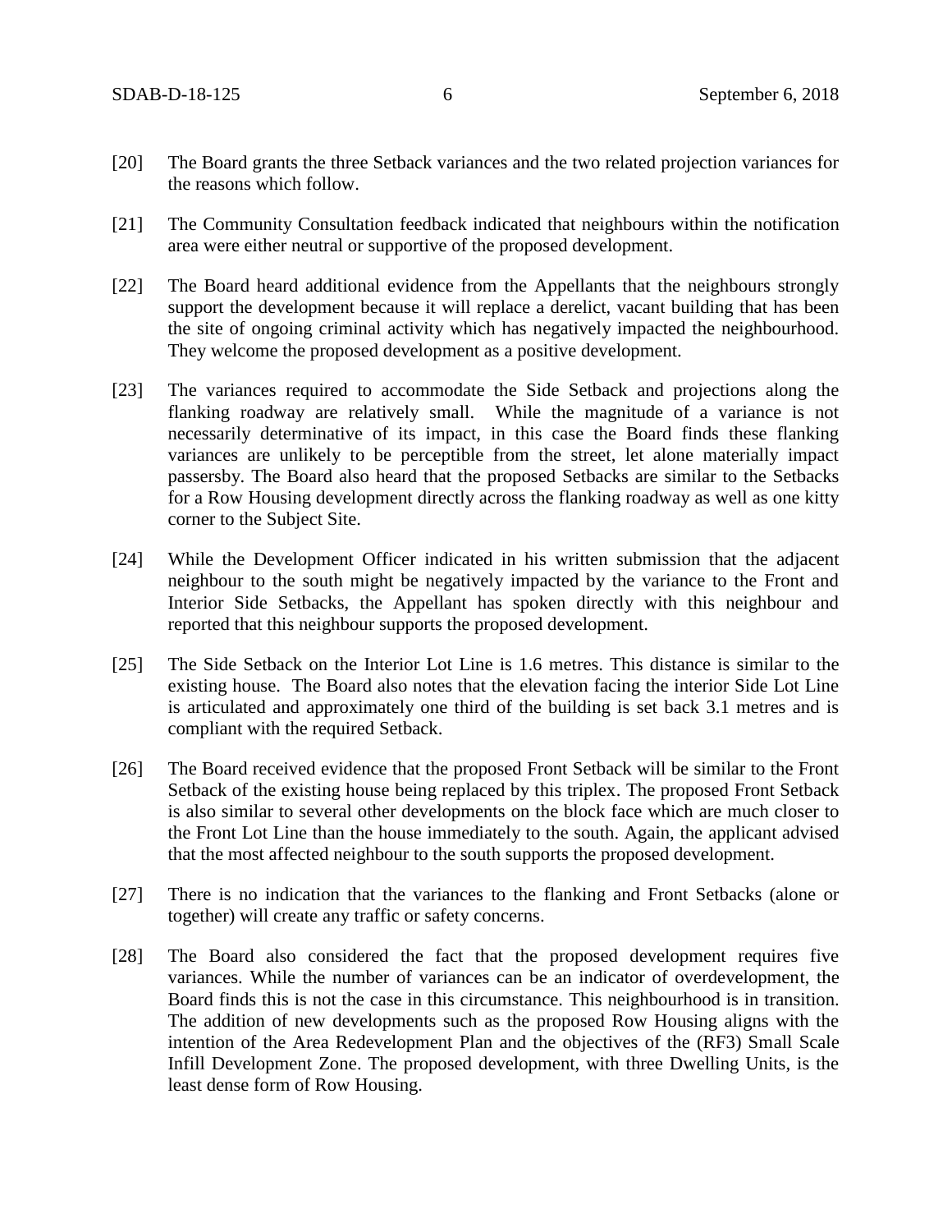[20] The Board grants the three Setback variances and the two related projection variances for the reasons which follow.

[21] The Community Consultation feedback indicated that neighbours within the notification area were either neutral or supportive of the proposed development.

[22] The Board heard additional evidence from the Appellants that the neighbours strongly support the development because it will replace a derelict, vacant building that has been the site of ongoing criminal activity which has negatively impacted the neighbourhood. They welcome the proposed development as a positive development.

[23] The variances required to accommodate the Side Setback and projections along the flanking roadway are relatively small. While the magnitude of a variance is not necessarily determinative of its impact, in this case the Board finds these flanking variances are unlikely to be perceptible from the street, let alone materially impact passersby. The Board also heard that the proposed Setbacks are similar to the Setbacks for a Row Housing development directly across the flanking roadway as well as one kitty corner to the Subject Site.

[24] While the Development Officer indicated in his written submission that the adjacent neighbour to the south might be negatively impacted by the variance to the Front and Interior Side Setbacks, the Appellant has spoken directly with this neighbour and reported that this neighbour supports the proposed development.

[25] The Side Setback on the Interior Lot Line is 1.6 metres. This distance is similar to the existing house. The Board also notes that the elevation facing the interior Side Lot Line is articulated and approximately one third of the building is set back 3.1 metres and is compliant with the required Setback.

[26] The Board received evidence that the proposed Front Setback will be similar to the Front Setback of the existing house being replaced by this triplex. The proposed Front Setback is also similar to several other developments on the block face which are much closer to the Front Lot Line than the house immediately to the south. Again, the applicant advised that the most affected neighbour to the south supports the proposed development.

[27] There is no indication that the variances to the flanking and Front Setbacks (alone or together) will create any traffic or safety concerns.

[28] The Board also considered the fact that the proposed development requires five variances. While the number of variances can be an indicator of overdevelopment, the Board finds this is not the case in this circumstance. This neighbourhood is in transition. The addition of new developments such as the proposed Row Housing aligns with the intention of the Area Redevelopment Plan and the objectives of the (RF3) Small Scale Infill Development Zone. The proposed development, with three Dwelling Units, is the least dense form of Row Housing.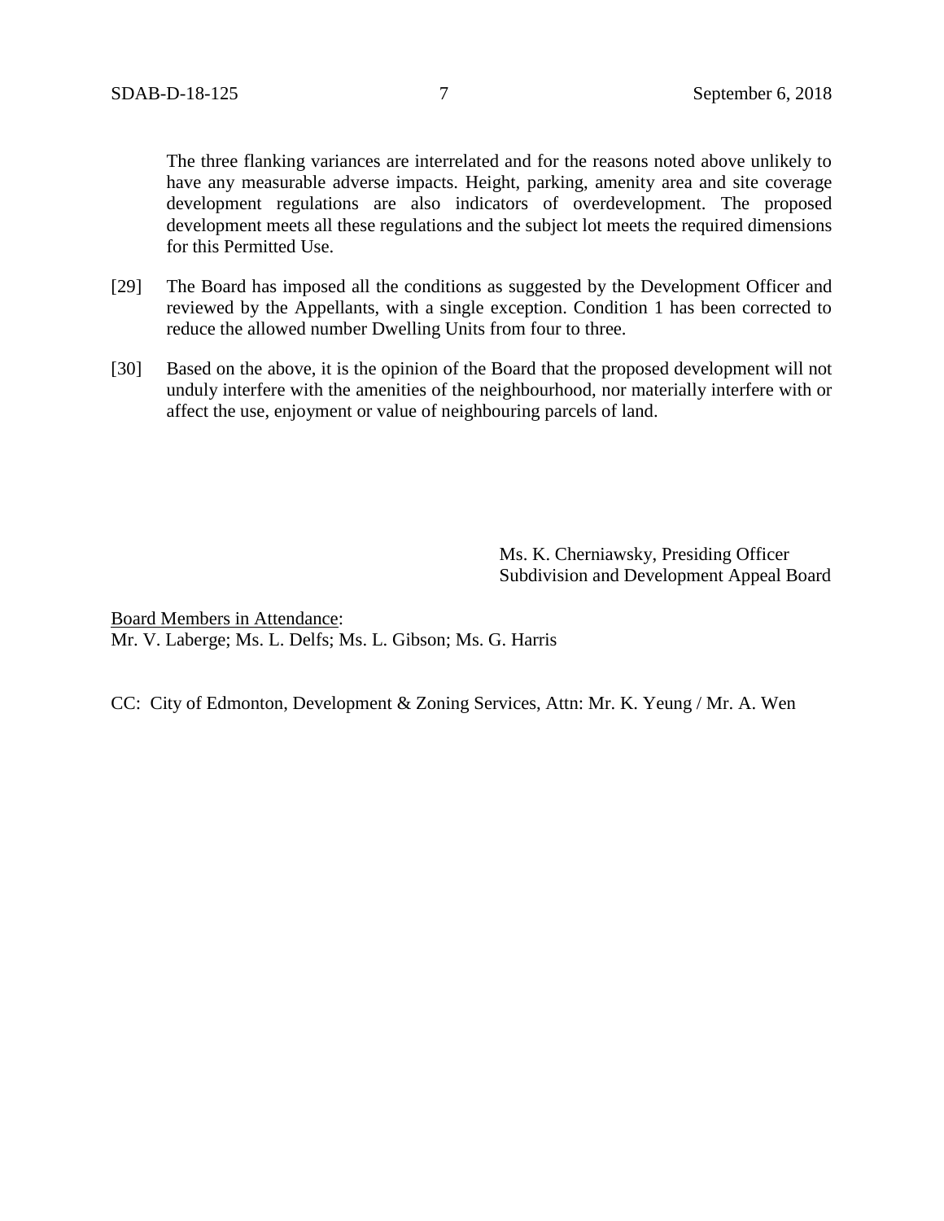The three flanking variances are interrelated and for the reasons noted above unlikely to have any measurable adverse impacts. Height, parking, amenity area and site coverage development regulations are also indicators of overdevelopment. The proposed development meets all these regulations and the subject lot meets the required dimensions for this Permitted Use.

[29] The Board has imposed all the conditions as suggested by the Development Officer and reviewed by the Appellants, with a single exception. Condition 1 has been corrected to reduce the allowed number Dwelling Units from four to three.

[30] Based on the above, it is the opinion of the Board that the proposed development will not unduly interfere with the amenities of the neighbourhood, nor materially interfere with or affect the use, enjoyment or value of neighbouring parcels of land.

Ms. K. Cherniawsky, Presiding Officer
Subdivision and Development Appeal Board

Board Members in Attendance:
Mr. V. Laberge; Ms. L. Delfs; Ms. L. Gibson; Ms. G. Harris

CC: City of Edmonton, Development & Zoning Services, Attn: Mr. K. Yeung / Mr. A. Wen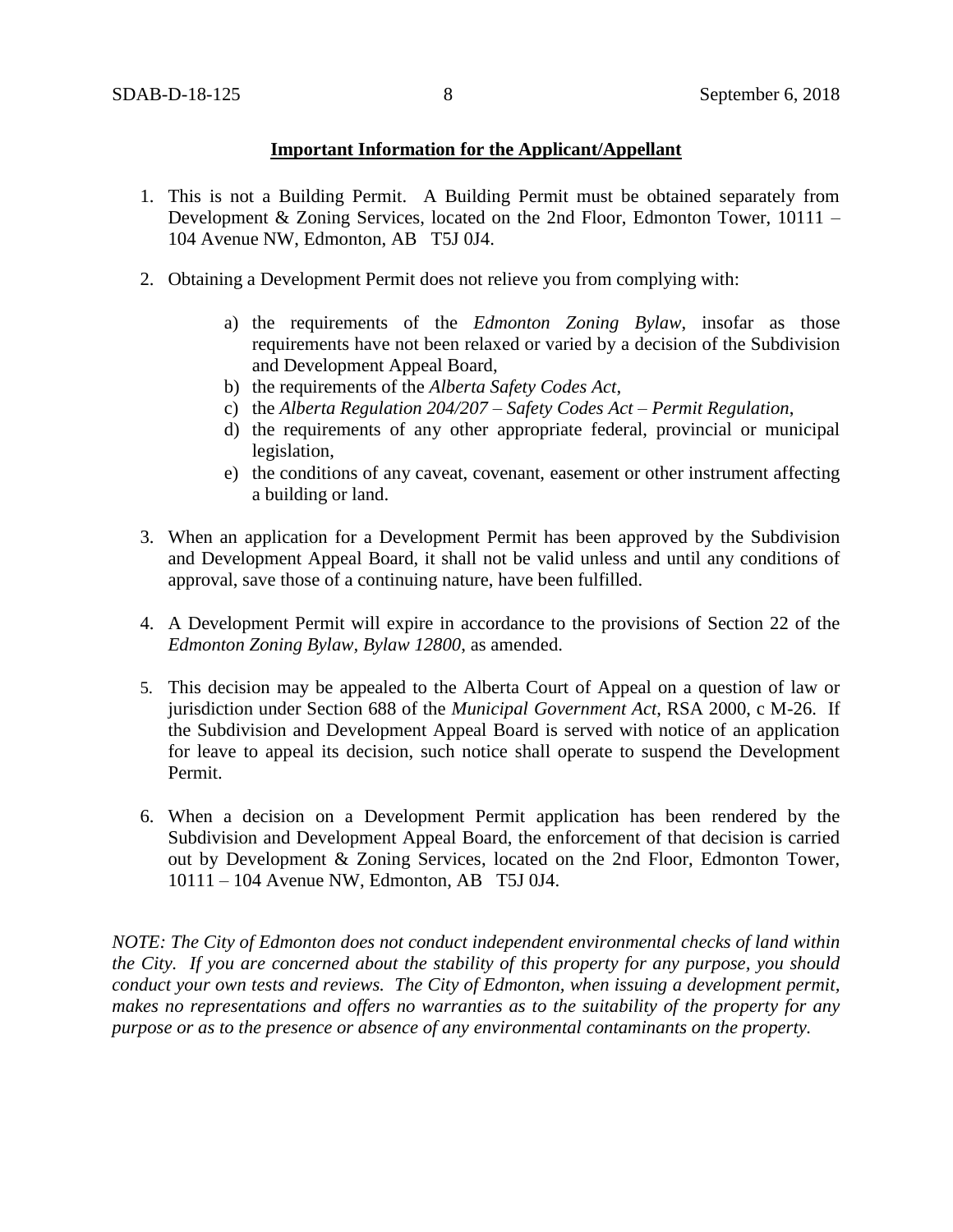**Important Information for the Applicant/Appellant**

1. This is not a Building Permit. A Building Permit must be obtained separately from Development & Zoning Services, located on the 2nd Floor, Edmonton Tower, 10111 – 104 Avenue NW, Edmonton, AB T5J 0J4.

2. Obtaining a Development Permit does not relieve you from complying with:

   a) the requirements of the *Edmonton Zoning Bylaw*, insofar as those requirements have not been relaxed or varied by a decision of the Subdivision and Development Appeal Board,
   b) the requirements of the *Alberta Safety Codes Act*,
   c) the *Alberta Regulation 204/207 – Safety Codes Act – Permit Regulation*,
   d) the requirements of any other appropriate federal, provincial or municipal legislation,
   e) the conditions of any caveat, covenant, easement or other instrument affecting a building or land.

3. When an application for a Development Permit has been approved by the Subdivision and Development Appeal Board, it shall not be valid unless and until any conditions of approval, save those of a continuing nature, have been fulfilled.

4. A Development Permit will expire in accordance to the provisions of Section 22 of the *Edmonton Zoning Bylaw, Bylaw 12800*, as amended.

5. This decision may be appealed to the Alberta Court of Appeal on a question of law or jurisdiction under Section 688 of the *Municipal Government Act*, RSA 2000, c M-26. If the Subdivision and Development Appeal Board is served with notice of an application for leave to appeal its decision, such notice shall operate to suspend the Development Permit.

6. When a decision on a Development Permit application has been rendered by the Subdivision and Development Appeal Board, the enforcement of that decision is carried out by Development & Zoning Services, located on the 2nd Floor, Edmonton Tower, 10111 – 104 Avenue NW, Edmonton, AB T5J 0J4.

*NOTE: The City of Edmonton does not conduct independent environmental checks of land within the City. If you are concerned about the stability of this property for any purpose, you should conduct your own tests and reviews. The City of Edmonton, when issuing a development permit, makes no representations and offers no warranties as to the suitability of the property for any purpose or as to the presence or absence of any environmental contaminants on the property.*